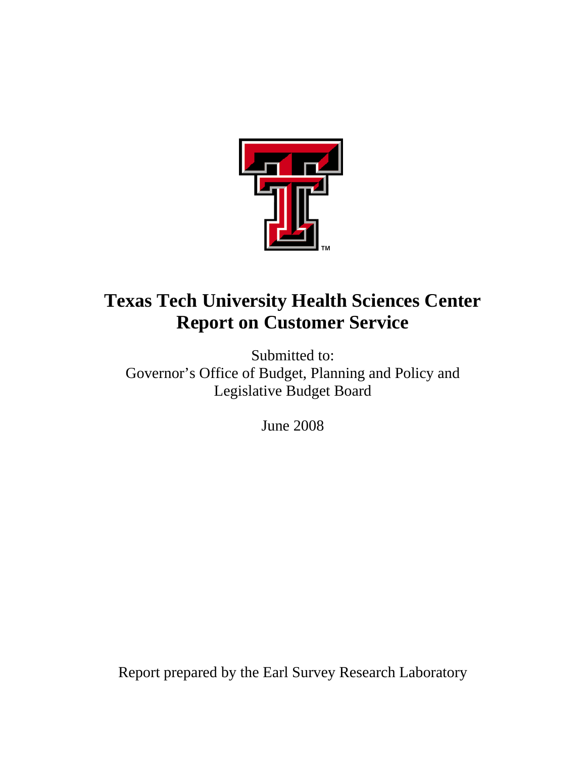# Texas Tech University Health Sciences Center
# Report on Customer Service

Submitted to:
Governor's Office of Budget, Planning and Policy and
Legislative Budget Board

June 2008

Report prepared by the Earl Survey Research Laboratory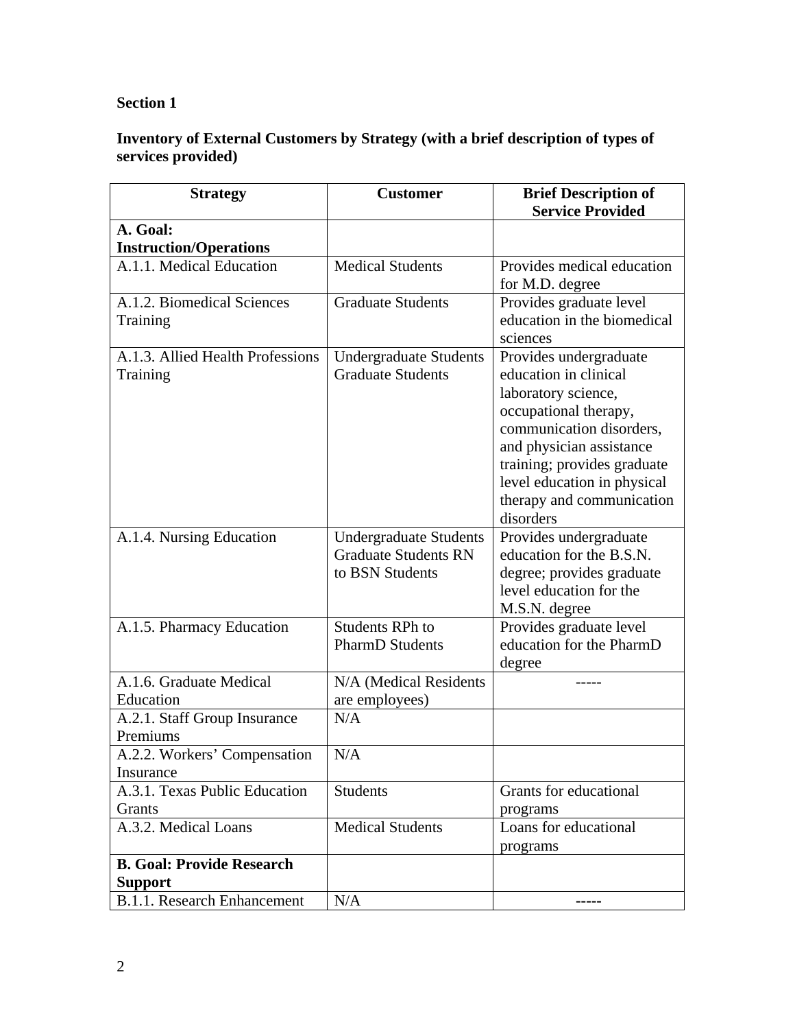**Section 1**

**Inventory of External Customers by Strategy (with a brief description of types of services provided)**

| Strategy | Customer | Brief Description of Service Provided |
|---|---|---|
| **A. Goal: Instruction/Operations** | | |
| A.1.1. Medical Education | Medical Students | Provides medical education for M.D. degree |
| A.1.2. Biomedical Sciences Training | Graduate Students | Provides graduate level education in the biomedical sciences |
| A.1.3. Allied Health Professions Training | Undergraduate Students Graduate Students | Provides undergraduate education in clinical laboratory science, occupational therapy, communication disorders, and physician assistance training; provides graduate level education in physical therapy and communication disorders |
| A.1.4. Nursing Education | Undergraduate Students Graduate Students RN to BSN Students | Provides undergraduate education for the B.S.N. degree; provides graduate level education for the M.S.N. degree |
| A.1.5. Pharmacy Education | Students RPh to PharmD Students | Provides graduate level education for the PharmD degree |
| A.1.6. Graduate Medical Education | N/A (Medical Residents are employees) | ----- |
| A.2.1. Staff Group Insurance Premiums | N/A | |
| A.2.2. Workers' Compensation Insurance | N/A | |
| A.3.1. Texas Public Education Grants | Students | Grants for educational programs |
| A.3.2. Medical Loans | Medical Students | Loans for educational programs |
| **B. Goal: Provide Research Support** | | |
| B.1.1. Research Enhancement | N/A | ----- |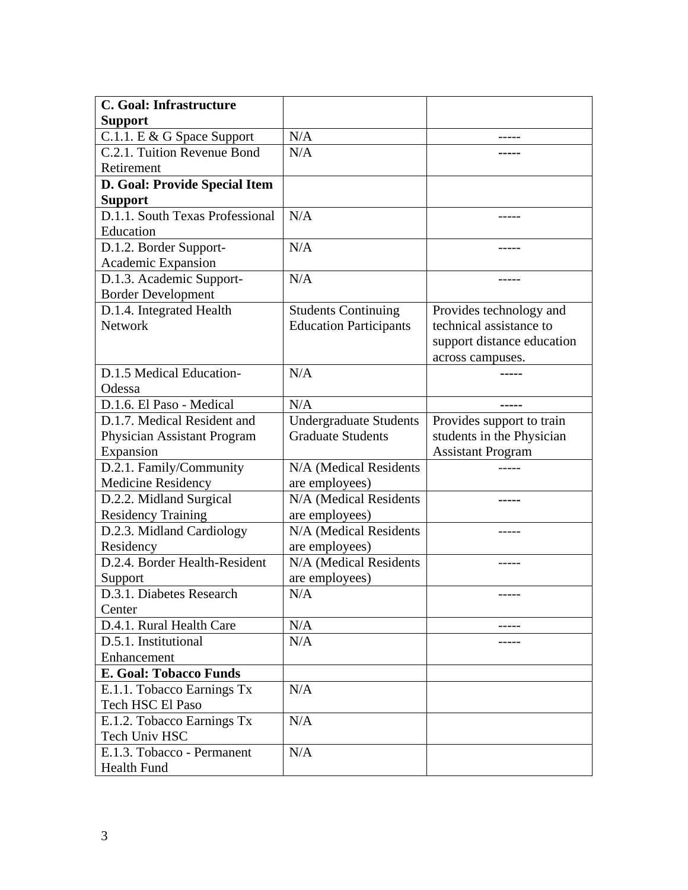| **C. Goal: Infrastructure Support** | | |
|---|---|---|
| C.1.1. E & G Space Support | N/A | ----- |
| C.2.1. Tuition Revenue Bond Retirement | N/A | ----- |
| **D. Goal: Provide Special Item Support** | | |
| D.1.1. South Texas Professional Education | N/A | ----- |
| D.1.2. Border Support-Academic Expansion | N/A | ----- |
| D.1.3. Academic Support-Border Development | N/A | ----- |
| D.1.4. Integrated Health Network | Students Continuing Education Participants | Provides technology and technical assistance to support distance education across campuses. |
| D.1.5 Medical Education-Odessa | N/A | ----- |
| D.1.6. El Paso - Medical | N/A | ----- |
| D.1.7. Medical Resident and Physician Assistant Program Expansion | Undergraduate Students Graduate Students | Provides support to train students in the Physician Assistant Program |
| D.2.1. Family/Community Medicine Residency | N/A (Medical Residents are employees) | ----- |
| D.2.2. Midland Surgical Residency Training | N/A (Medical Residents are employees) | ----- |
| D.2.3. Midland Cardiology Residency | N/A (Medical Residents are employees) | ----- |
| D.2.4. Border Health-Resident Support | N/A (Medical Residents are employees) | ----- |
| D.3.1. Diabetes Research Center | N/A | ----- |
| D.4.1. Rural Health Care | N/A | ----- |
| D.5.1. Institutional Enhancement | N/A | ----- |
| **E. Goal: Tobacco Funds** | | |
| E.1.1. Tobacco Earnings Tx Tech HSC El Paso | N/A | |
| E.1.2. Tobacco Earnings Tx Tech Univ HSC | N/A | |
| E.1.3. Tobacco - Permanent Health Fund | N/A | |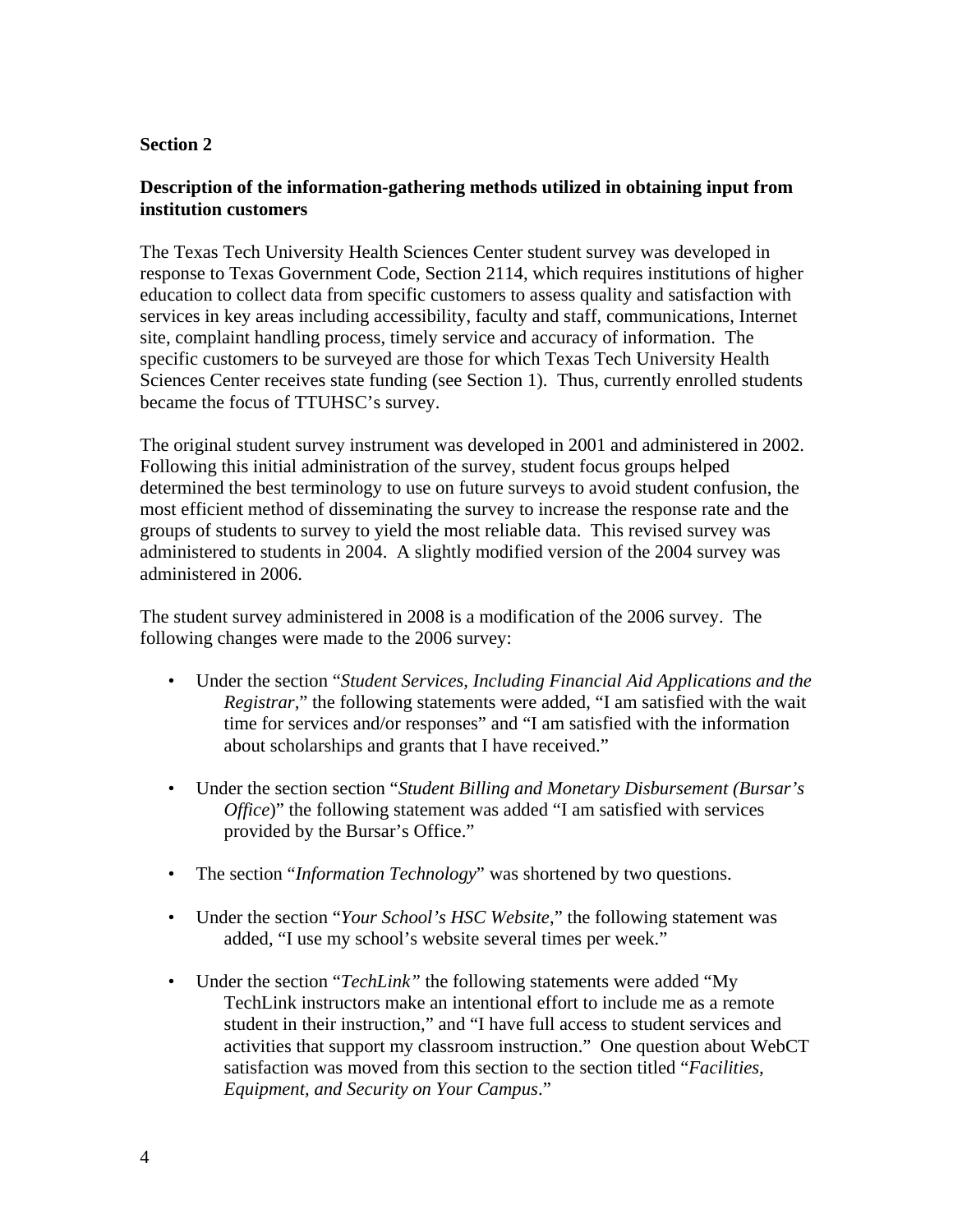**Section 2**

**Description of the information-gathering methods utilized in obtaining input from institution customers**

The Texas Tech University Health Sciences Center student survey was developed in response to Texas Government Code, Section 2114, which requires institutions of higher education to collect data from specific customers to assess quality and satisfaction with services in key areas including accessibility, faculty and staff, communications, Internet site, complaint handling process, timely service and accuracy of information. The specific customers to be surveyed are those for which Texas Tech University Health Sciences Center receives state funding (see Section 1). Thus, currently enrolled students became the focus of TTUHSC's survey.

The original student survey instrument was developed in 2001 and administered in 2002. Following this initial administration of the survey, student focus groups helped determined the best terminology to use on future surveys to avoid student confusion, the most efficient method of disseminating the survey to increase the response rate and the groups of students to survey to yield the most reliable data. This revised survey was administered to students in 2004. A slightly modified version of the 2004 survey was administered in 2006.

The student survey administered in 2008 is a modification of the 2006 survey. The following changes were made to the 2006 survey:

- Under the section "*Student Services, Including Financial Aid Applications and the Registrar*," the following statements were added, "I am satisfied with the wait time for services and/or responses" and "I am satisfied with the information about scholarships and grants that I have received."
- Under the section section "*Student Billing and Monetary Disbursement (Bursar's Office*)" the following statement was added "I am satisfied with services provided by the Bursar's Office."
- The section "*Information Technology*" was shortened by two questions.
- Under the section "*Your School's HSC Website*," the following statement was added, "I use my school's website several times per week."
- Under the section "*TechLink"* the following statements were added "My TechLink instructors make an intentional effort to include me as a remote student in their instruction," and "I have full access to student services and activities that support my classroom instruction." One question about WebCT satisfaction was moved from this section to the section titled "*Facilities, Equipment, and Security on Your Campus*."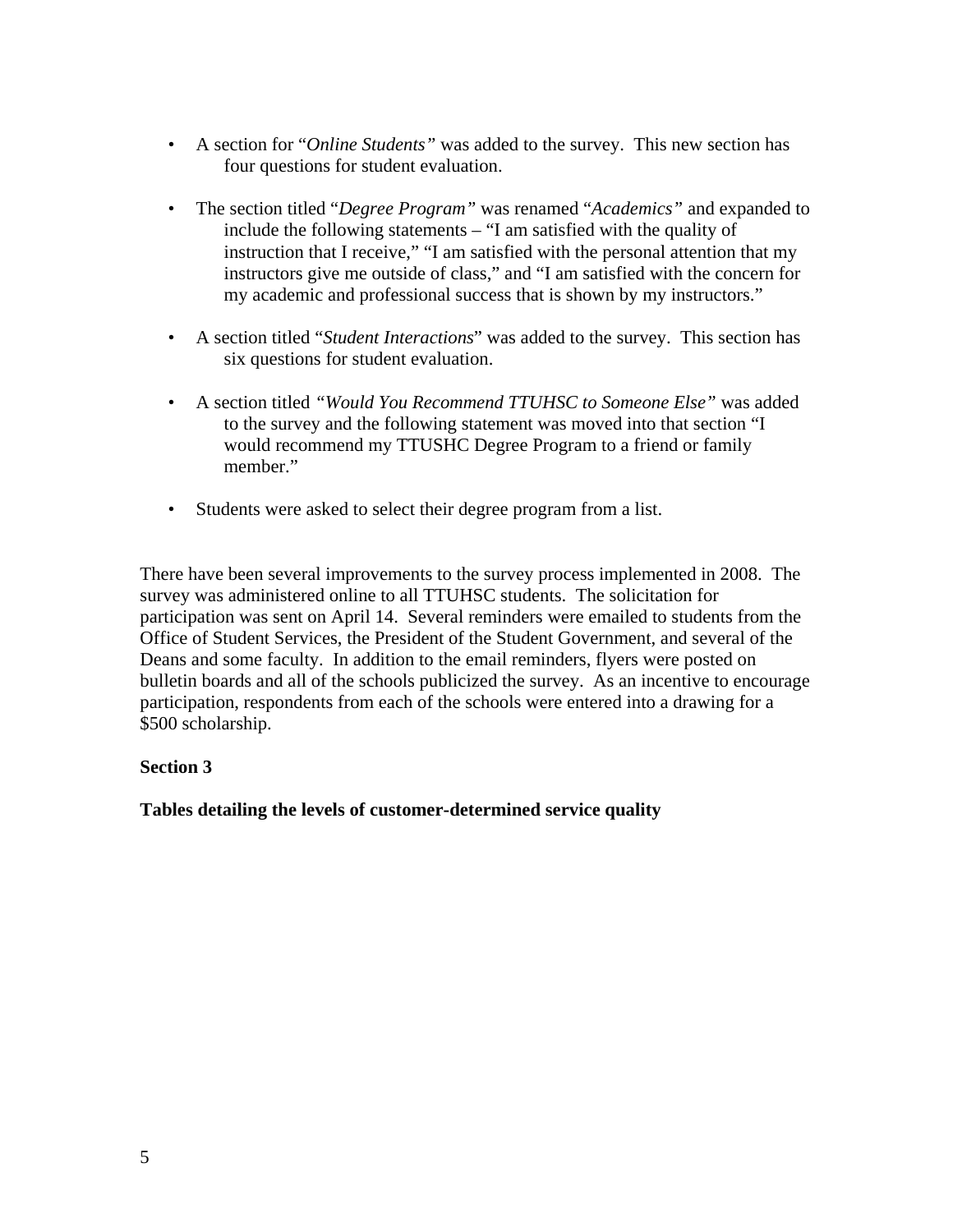- A section for "*Online Students"* was added to the survey. This new section has four questions for student evaluation.

- The section titled "*Degree Program"* was renamed "*Academics"* and expanded to include the following statements – "I am satisfied with the quality of instruction that I receive," "I am satisfied with the personal attention that my instructors give me outside of class," and "I am satisfied with the concern for my academic and professional success that is shown by my instructors."

- A section titled "*Student Interactions*" was added to the survey. This section has six questions for student evaluation.

- A section titled *"Would You Recommend TTUHSC to Someone Else"* was added to the survey and the following statement was moved into that section "I would recommend my TTUSHC Degree Program to a friend or family member."

- Students were asked to select their degree program from a list.

There have been several improvements to the survey process implemented in 2008. The survey was administered online to all TTUHSC students. The solicitation for participation was sent on April 14. Several reminders were emailed to students from the Office of Student Services, the President of the Student Government, and several of the Deans and some faculty. In addition to the email reminders, flyers were posted on bulletin boards and all of the schools publicized the survey. As an incentive to encourage participation, respondents from each of the schools were entered into a drawing for a $500 scholarship.

**Section 3**

**Tables detailing the levels of customer-determined service quality**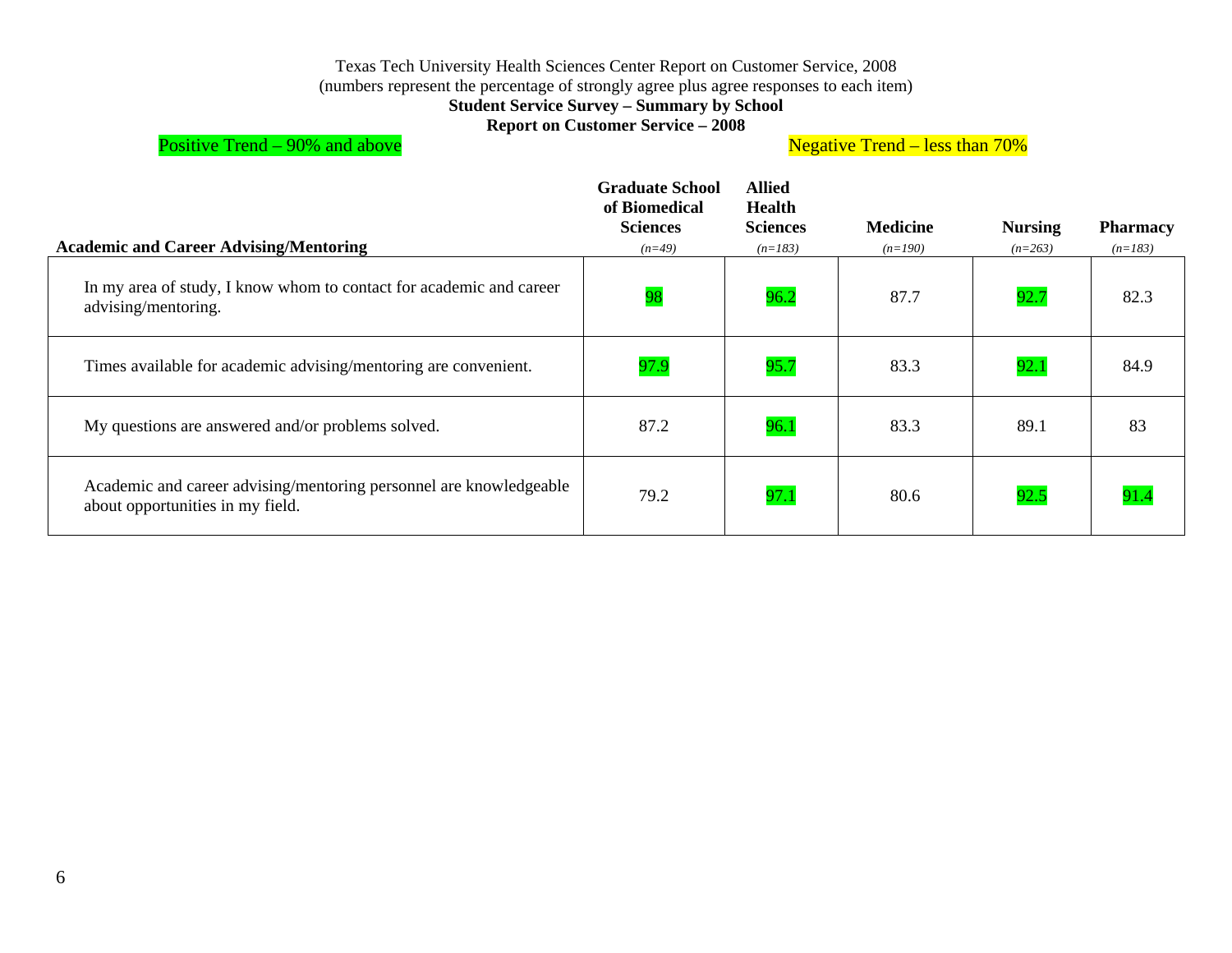Texas Tech University Health Sciences Center Report on Customer Service, 2008
(numbers represent the percentage of strongly agree plus agree responses to each item)

**Student Service Survey – Summary by School**

**Report on Customer Service – 2008**

Positive Trend – 90% and above

Negative Trend – less than 70%

| **Academic and Career Advising/Mentoring** | **Graduate School of Biomedical Sciences** *(n=49)* | **Allied Health Sciences** *(n=183)* | **Medicine** *(n=190)* | **Nursing** *(n=263)* | **Pharmacy** *(n=183)* |
|---|---|---|---|---|---|
| In my area of study, I know whom to contact for academic and career advising/mentoring. | 98 | 96.2 | 87.7 | 92.7 | 82.3 |
| Times available for academic advising/mentoring are convenient. | 97.9 | 95.7 | 83.3 | 92.1 | 84.9 |
| My questions are answered and/or problems solved. | 87.2 | 96.1 | 83.3 | 89.1 | 83 |
| Academic and career advising/mentoring personnel are knowledgeable about opportunities in my field. | 79.2 | 97.1 | 80.6 | 92.5 | 91.4 |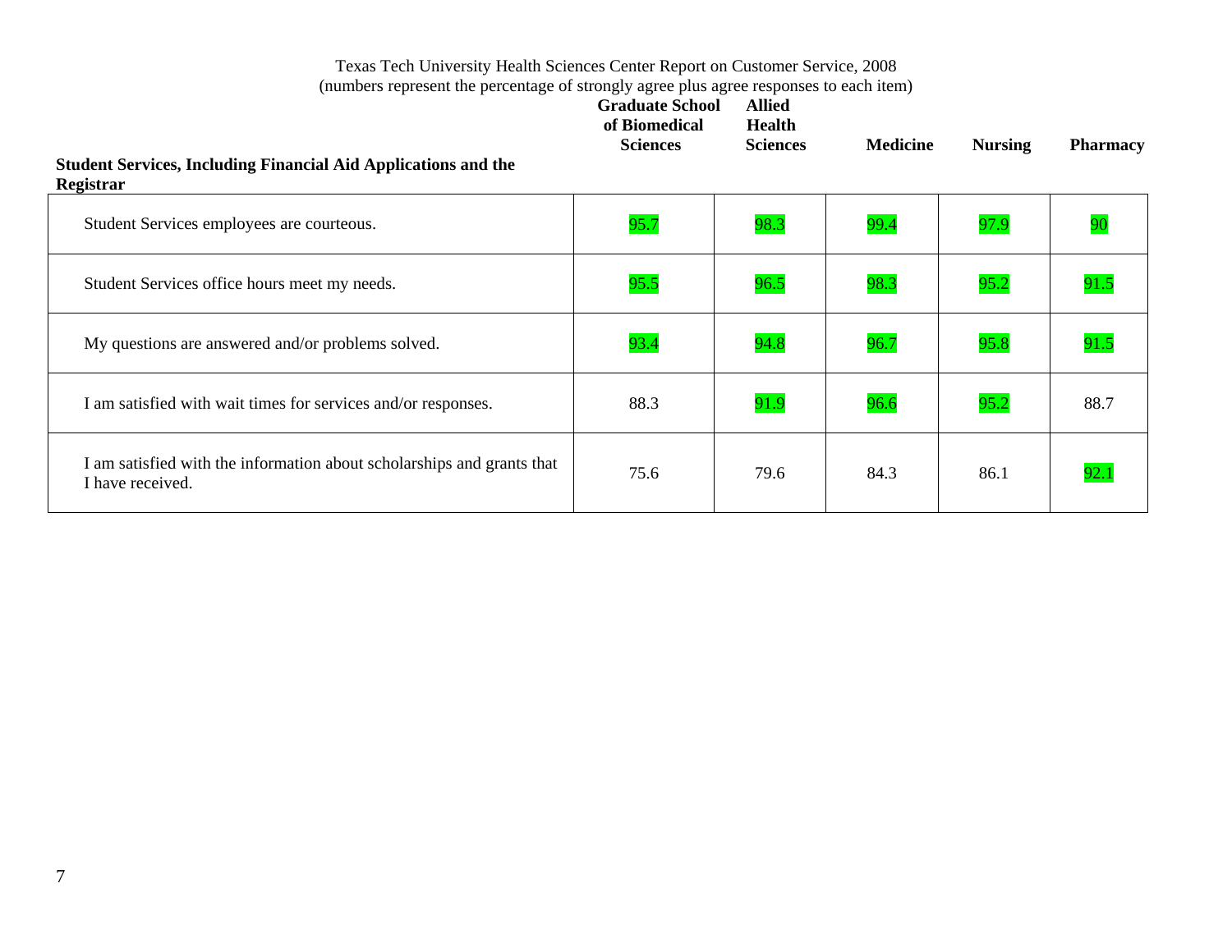Texas Tech University Health Sciences Center Report on Customer Service, 2008
(numbers represent the percentage of strongly agree plus agree responses to each item)

| Student Services, Including Financial Aid Applications and the Registrar | Graduate School of Biomedical Sciences | Allied Health Sciences | Medicine | Nursing | Pharmacy |
|---|---|---|---|---|---|
| Student Services employees are courteous. | 95.7 | 98.3 | 99.4 | 97.9 | 90 |
| Student Services office hours meet my needs. | 95.5 | 96.5 | 98.3 | 95.2 | 91.5 |
| My questions are answered and/or problems solved. | 93.4 | 94.8 | 96.7 | 95.8 | 91.5 |
| I am satisfied with wait times for services and/or responses. | 88.3 | 91.9 | 96.6 | 95.2 | 88.7 |
| I am satisfied with the information about scholarships and grants that I have received. | 75.6 | 79.6 | 84.3 | 86.1 | 92.1 |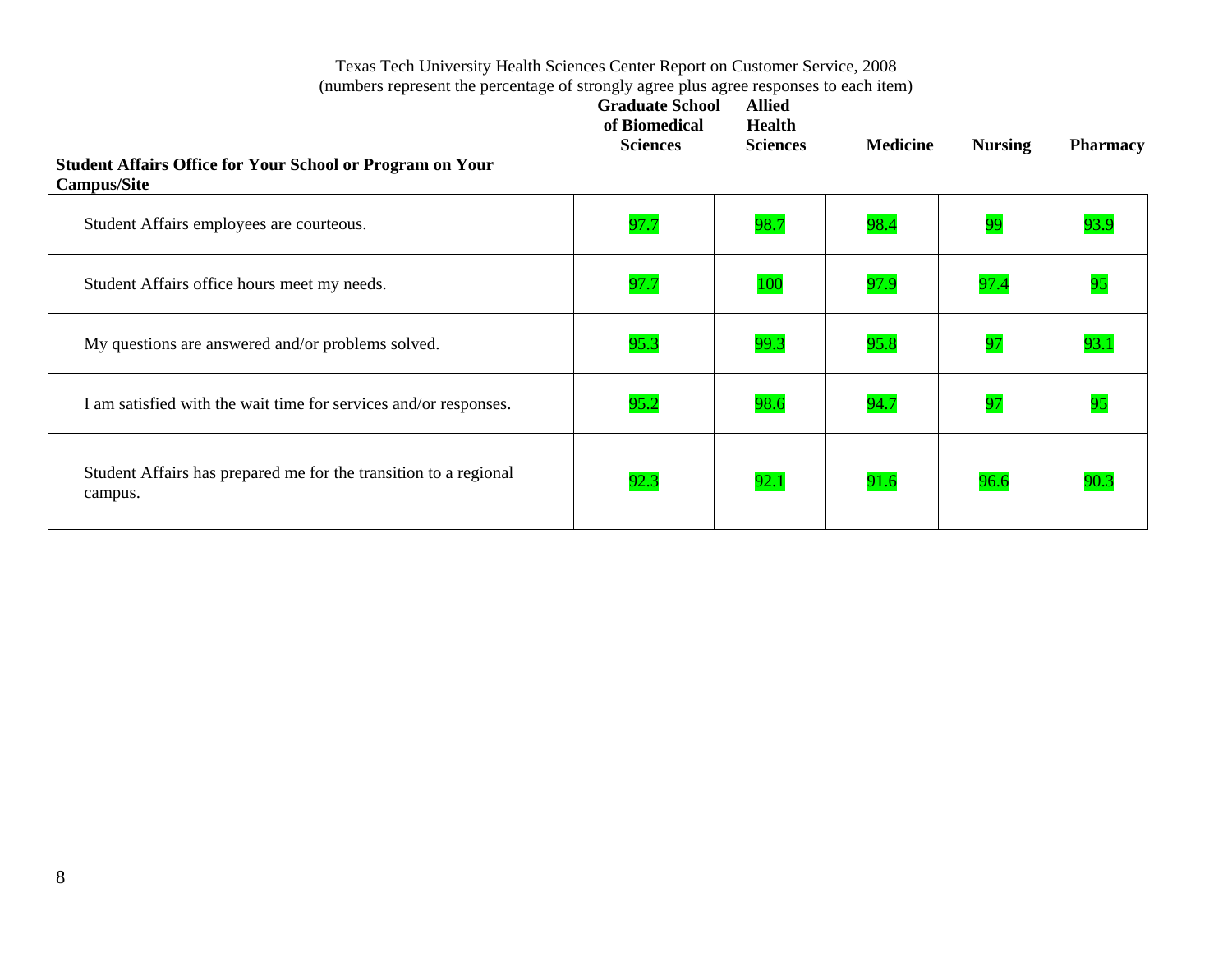Texas Tech University Health Sciences Center Report on Customer Service, 2008
(numbers represent the percentage of strongly agree plus agree responses to each item)

| Student Affairs Office for Your School or Program on Your Campus/Site | Graduate School of Biomedical Sciences | Allied Health Sciences | Medicine | Nursing | Pharmacy |
|---|---|---|---|---|---|
| Student Affairs employees are courteous. | 97.7 | 98.7 | 98.4 | 99 | 93.9 |
| Student Affairs office hours meet my needs. | 97.7 | 100 | 97.9 | 97.4 | 95 |
| My questions are answered and/or problems solved. | 95.3 | 99.3 | 95.8 | 97 | 93.1 |
| I am satisfied with the wait time for services and/or responses. | 95.2 | 98.6 | 94.7 | 97 | 95 |
| Student Affairs has prepared me for the transition to a regional campus. | 92.3 | 92.1 | 91.6 | 96.6 | 90.3 |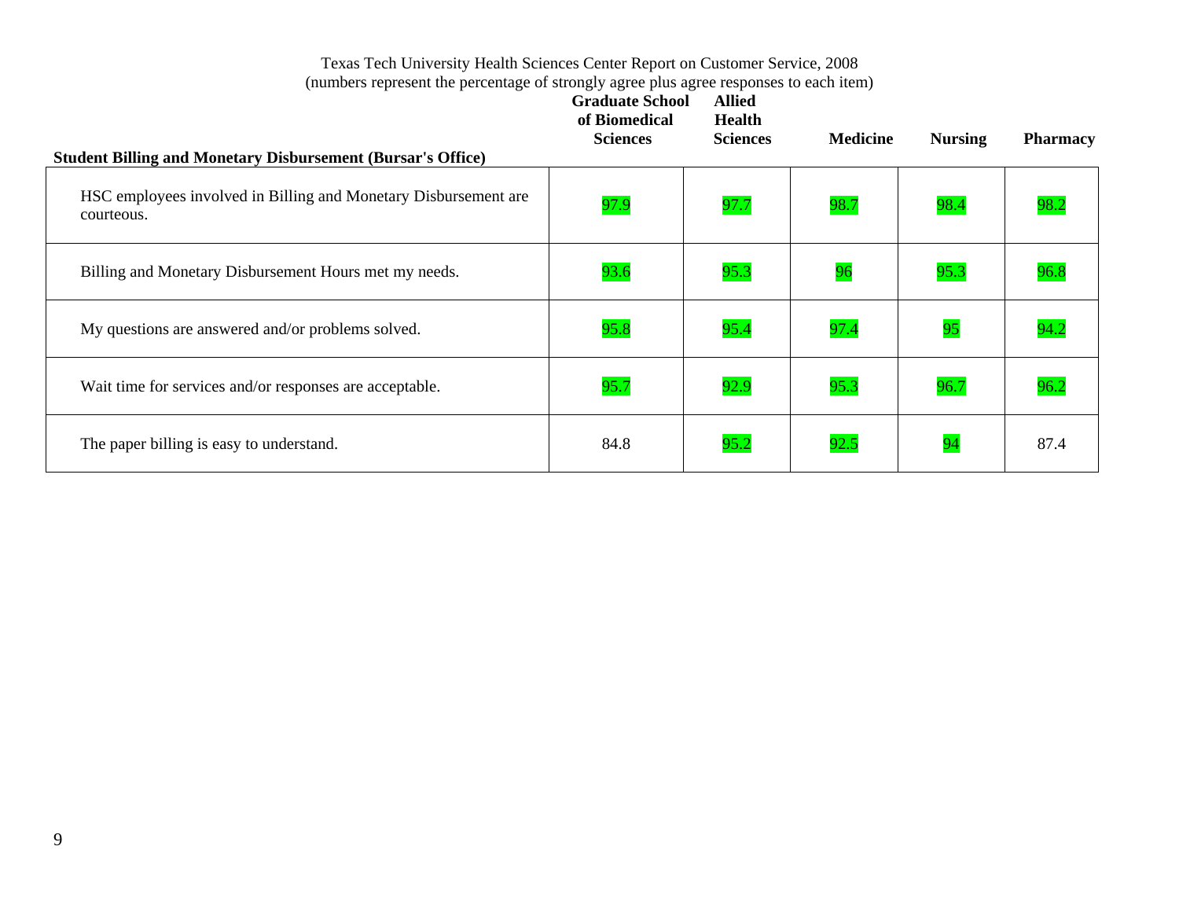Texas Tech University Health Sciences Center Report on Customer Service, 2008
(numbers represent the percentage of strongly agree plus agree responses to each item)

| Student Billing and Monetary Disbursement (Bursar's Office) | Graduate School of Biomedical Sciences | Allied Health Sciences | Medicine | Nursing | Pharmacy |
|---|---|---|---|---|---|
| HSC employees involved in Billing and Monetary Disbursement are courteous. | 97.9 | 97.7 | 98.7 | 98.4 | 98.2 |
| Billing and Monetary Disbursement Hours met my needs. | 93.6 | 95.3 | 96 | 95.3 | 96.8 |
| My questions are answered and/or problems solved. | 95.8 | 95.4 | 97.4 | 95 | 94.2 |
| Wait time for services and/or responses are acceptable. | 95.7 | 92.9 | 95.3 | 96.7 | 96.2 |
| The paper billing is easy to understand. | 84.8 | 95.2 | 92.5 | 94 | 87.4 |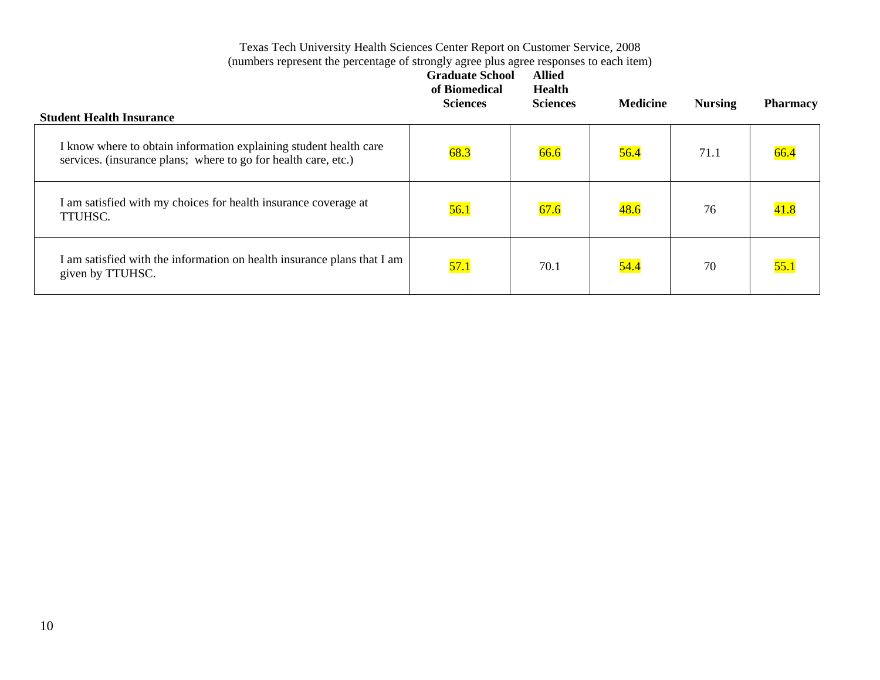Texas Tech University Health Sciences Center Report on Customer Service, 2008
(numbers represent the percentage of strongly agree plus agree responses to each item)

| Student Health Insurance | Graduate School of Biomedical Sciences | Allied Health Sciences | Medicine | Nursing | Pharmacy |
|---|---|---|---|---|---|
| I know where to obtain information explaining student health care services. (insurance plans; where to go for health care, etc.) | 68.3 | 66.6 | 56.4 | 71.1 | 66.4 |
| I am satisfied with my choices for health insurance coverage at TTUHSC. | 56.1 | 67.6 | 48.6 | 76 | 41.8 |
| I am satisfied with the information on health insurance plans that I am given by TTUHSC. | 57.1 | 70.1 | 54.4 | 70 | 55.1 |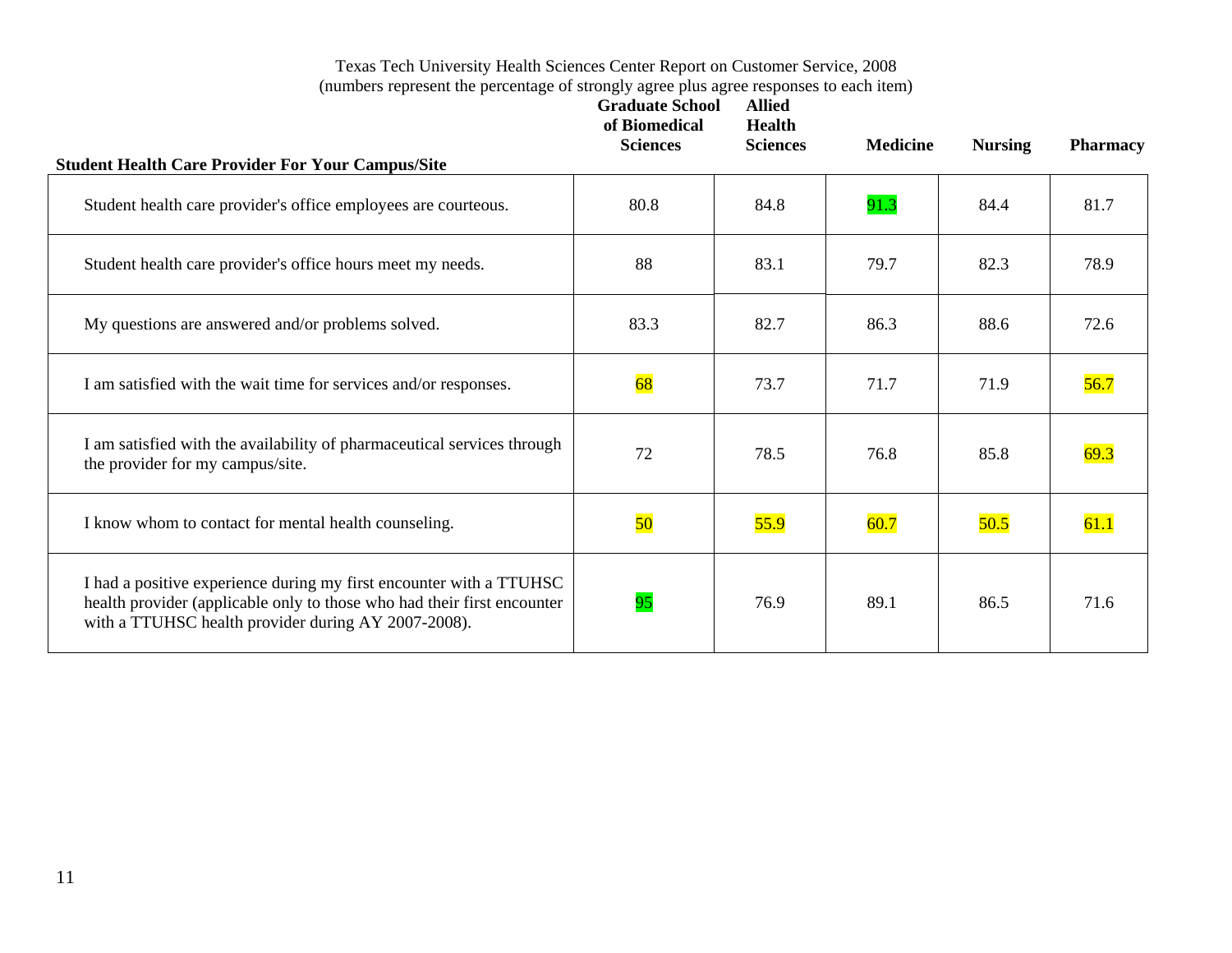Texas Tech University Health Sciences Center Report on Customer Service, 2008
(numbers represent the percentage of strongly agree plus agree responses to each item)

| Student Health Care Provider For Your Campus/Site | Graduate School of Biomedical Sciences | Allied Health Sciences | Medicine | Nursing | Pharmacy |
|---|---|---|---|---|---|
| Student health care provider's office employees are courteous. | 80.8 | 84.8 | 91.3 | 84.4 | 81.7 |
| Student health care provider's office hours meet my needs. | 88 | 83.1 | 79.7 | 82.3 | 78.9 |
| My questions are answered and/or problems solved. | 83.3 | 82.7 | 86.3 | 88.6 | 72.6 |
| I am satisfied with the wait time for services and/or responses. | 68 | 73.7 | 71.7 | 71.9 | 56.7 |
| I am satisfied with the availability of pharmaceutical services through the provider for my campus/site. | 72 | 78.5 | 76.8 | 85.8 | 69.3 |
| I know whom to contact for mental health counseling. | 50 | 55.9 | 60.7 | 50.5 | 61.1 |
| I had a positive experience during my first encounter with a TTUHSC health provider (applicable only to those who had their first encounter with a TTUHSC health provider during AY 2007-2008). | 95 | 76.9 | 89.1 | 86.5 | 71.6 |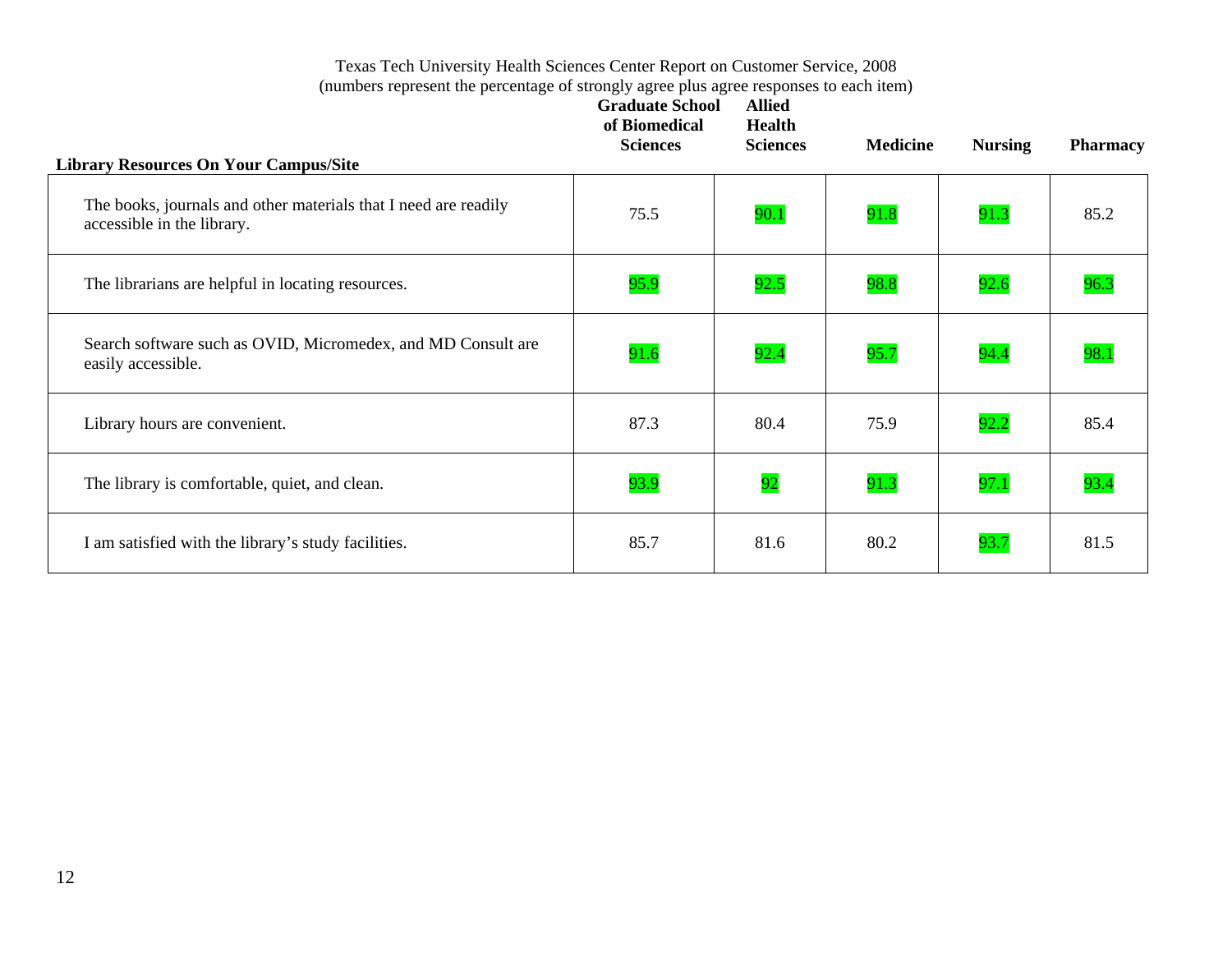Texas Tech University Health Sciences Center Report on Customer Service, 2008
(numbers represent the percentage of strongly agree plus agree responses to each item)

| Library Resources On Your Campus/Site | Graduate School of Biomedical Sciences | Allied Health Sciences | Medicine | Nursing | Pharmacy |
|---|---|---|---|---|---|
| The books, journals and other materials that I need are readily accessible in the library. | 75.5 | 90.1 | 91.8 | 91.3 | 85.2 |
| The librarians are helpful in locating resources. | 95.9 | 92.5 | 98.8 | 92.6 | 96.3 |
| Search software such as OVID, Micromedex, and MD Consult are easily accessible. | 91.6 | 92.4 | 95.7 | 94.4 | 98.1 |
| Library hours are convenient. | 87.3 | 80.4 | 75.9 | 92.2 | 85.4 |
| The library is comfortable, quiet, and clean. | 93.9 | 92 | 91.3 | 97.1 | 93.4 |
| I am satisfied with the library's study facilities. | 85.7 | 81.6 | 80.2 | 93.7 | 81.5 |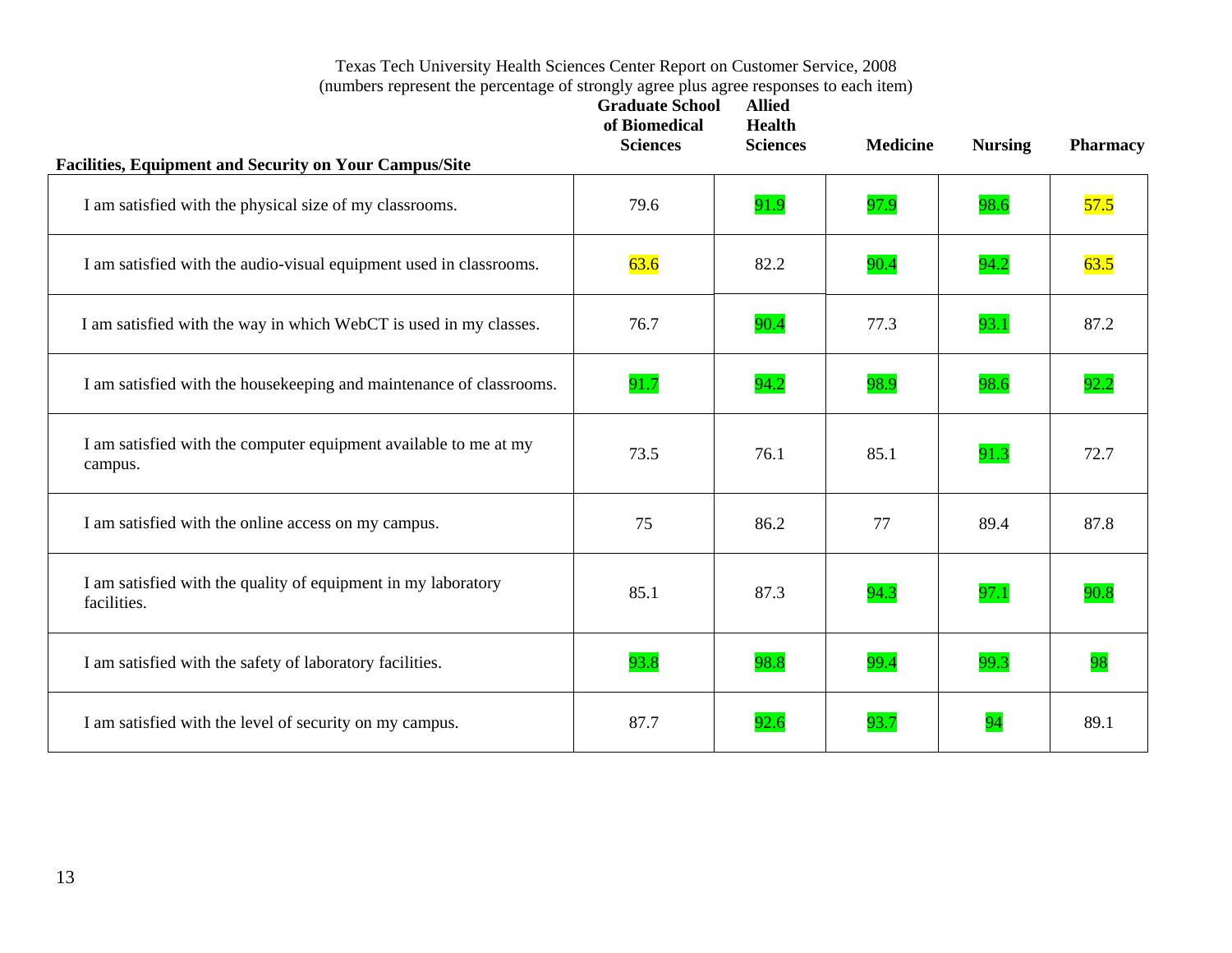Texas Tech University Health Sciences Center Report on Customer Service, 2008
(numbers represent the percentage of strongly agree plus agree responses to each item)

| Facilities, Equipment and Security on Your Campus/Site | Graduate School of Biomedical Sciences | Allied Health Sciences | Medicine | Nursing | Pharmacy |
|---|---|---|---|---|---|
| I am satisfied with the physical size of my classrooms. | 79.6 | 91.9 | 97.9 | 98.6 | 57.5 |
| I am satisfied with the audio-visual equipment used in classrooms. | 63.6 | 82.2 | 90.4 | 94.2 | 63.5 |
| I am satisfied with the way in which WebCT is used in my classes. | 76.7 | 90.4 | 77.3 | 93.1 | 87.2 |
| I am satisfied with the housekeeping and maintenance of classrooms. | 91.7 | 94.2 | 98.9 | 98.6 | 92.2 |
| I am satisfied with the computer equipment available to me at my campus. | 73.5 | 76.1 | 85.1 | 91.3 | 72.7 |
| I am satisfied with the online access on my campus. | 75 | 86.2 | 77 | 89.4 | 87.8 |
| I am satisfied with the quality of equipment in my laboratory facilities. | 85.1 | 87.3 | 94.3 | 97.1 | 90.8 |
| I am satisfied with the safety of laboratory facilities. | 93.8 | 98.8 | 99.4 | 99.3 | 98 |
| I am satisfied with the level of security on my campus. | 87.7 | 92.6 | 93.7 | 94 | 89.1 |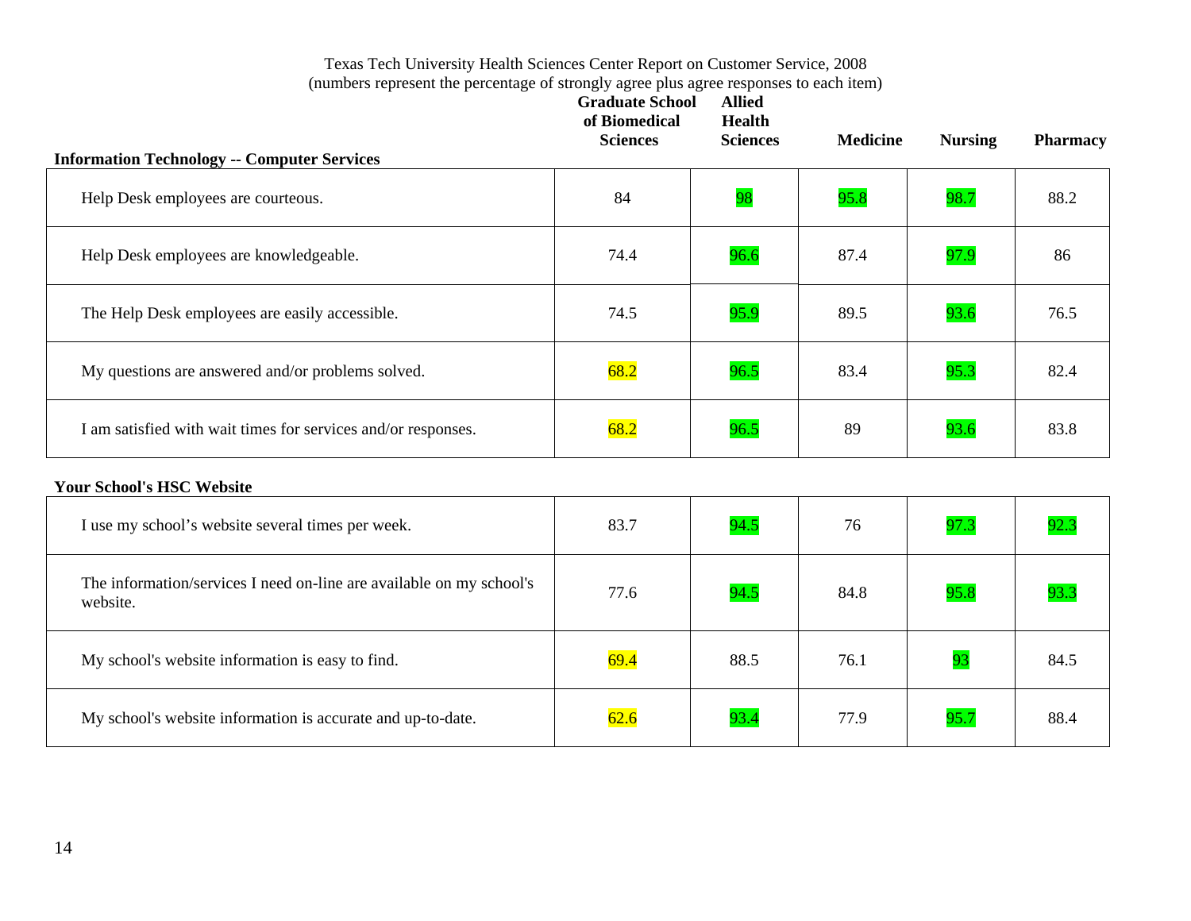Texas Tech University Health Sciences Center Report on Customer Service, 2008
(numbers represent the percentage of strongly agree plus agree responses to each item)

**Information Technology -- Computer Services**

| | Graduate School of Biomedical Sciences | Allied Health Sciences | Medicine | Nursing | Pharmacy |
|---|---|---|---|---|---|
| Help Desk employees are courteous. | 84 | 98 | 95.8 | 98.7 | 88.2 |
| Help Desk employees are knowledgeable. | 74.4 | 96.6 | 87.4 | 97.9 | 86 |
| The Help Desk employees are easily accessible. | 74.5 | 95.9 | 89.5 | 93.6 | 76.5 |
| My questions are answered and/or problems solved. | 68.2 | 96.5 | 83.4 | 95.3 | 82.4 |
| I am satisfied with wait times for services and/or responses. | 68.2 | 96.5 | 89 | 93.6 | 83.8 |

**Your School's HSC Website**

| | Graduate School of Biomedical Sciences | Allied Health Sciences | Medicine | Nursing | Pharmacy |
|---|---|---|---|---|---|
| I use my school's website several times per week. | 83.7 | 94.5 | 76 | 97.3 | 92.3 |
| The information/services I need on-line are available on my school's website. | 77.6 | 94.5 | 84.8 | 95.8 | 93.3 |
| My school's website information is easy to find. | 69.4 | 88.5 | 76.1 | 93 | 84.5 |
| My school's website information is accurate and up-to-date. | 62.6 | 93.4 | 77.9 | 95.7 | 88.4 |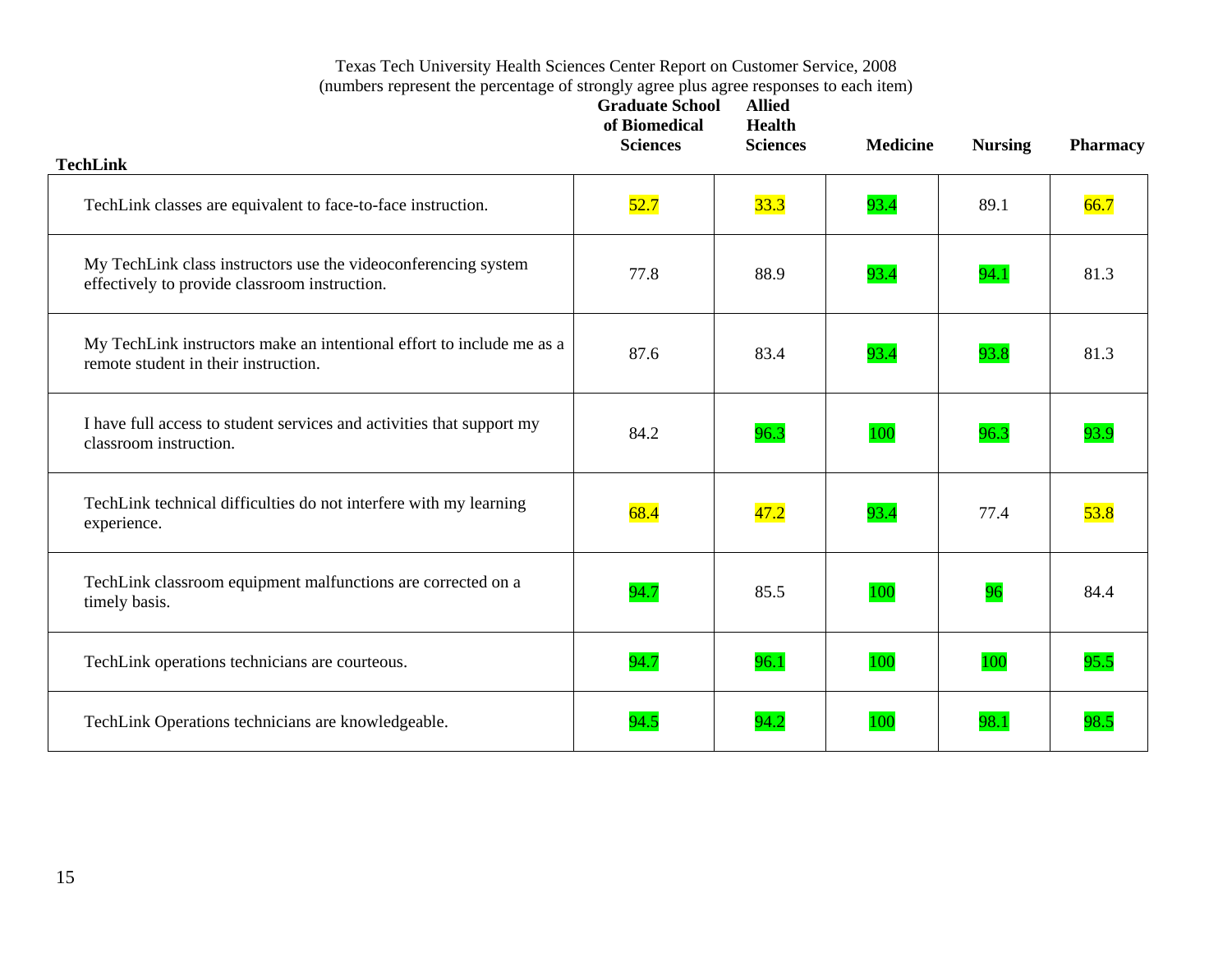Texas Tech University Health Sciences Center Report on Customer Service, 2008
(numbers represent the percentage of strongly agree plus agree responses to each item)

| TechLink | Graduate School of Biomedical Sciences | Allied Health Sciences | Medicine | Nursing | Pharmacy |
|---|---|---|---|---|---|
| TechLink classes are equivalent to face-to-face instruction. | 52.7 | 33.3 | 93.4 | 89.1 | 66.7 |
| My TechLink class instructors use the videoconferencing system effectively to provide classroom instruction. | 77.8 | 88.9 | 93.4 | 94.1 | 81.3 |
| My TechLink instructors make an intentional effort to include me as a remote student in their instruction. | 87.6 | 83.4 | 93.4 | 93.8 | 81.3 |
| I have full access to student services and activities that support my classroom instruction. | 84.2 | 96.3 | 100 | 96.3 | 93.9 |
| TechLink technical difficulties do not interfere with my learning experience. | 68.4 | 47.2 | 93.4 | 77.4 | 53.8 |
| TechLink classroom equipment malfunctions are corrected on a timely basis. | 94.7 | 85.5 | 100 | 96 | 84.4 |
| TechLink operations technicians are courteous. | 94.7 | 96.1 | 100 | 100 | 95.5 |
| TechLink Operations technicians are knowledgeable. | 94.5 | 94.2 | 100 | 98.1 | 98.5 |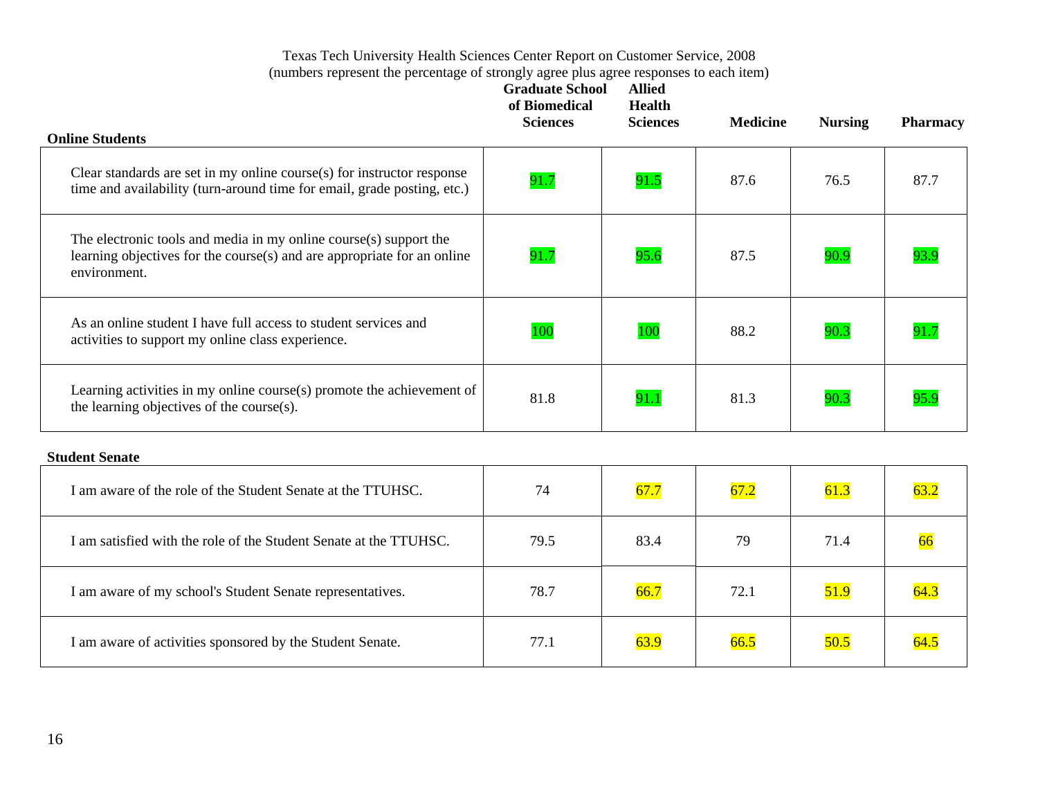Texas Tech University Health Sciences Center Report on Customer Service, 2008
(numbers represent the percentage of strongly agree plus agree responses to each item)

| Online Students | Graduate School of Biomedical Sciences | Allied Health Sciences | Medicine | Nursing | Pharmacy |
|---|---|---|---|---|---|
| Clear standards are set in my online course(s) for instructor response time and availability (turn-around time for email, grade posting, etc.) | 91.7 | 91.5 | 87.6 | 76.5 | 87.7 |
| The electronic tools and media in my online course(s) support the learning objectives for the course(s) and are appropriate for an online environment. | 91.7 | 95.6 | 87.5 | 90.9 | 93.9 |
| As an online student I have full access to student services and activities to support my online class experience. | 100 | 100 | 88.2 | 90.3 | 91.7 |
| Learning activities in my online course(s) promote the achievement of the learning objectives of the course(s). | 81.8 | 91.1 | 81.3 | 90.3 | 95.9 |

| Student Senate | Graduate School of Biomedical Sciences | Allied Health Sciences | Medicine | Nursing | Pharmacy |
|---|---|---|---|---|---|
| I am aware of the role of the Student Senate at the TTUHSC. | 74 | 67.7 | 67.2 | 61.3 | 63.2 |
| I am satisfied with the role of the Student Senate at the TTUHSC. | 79.5 | 83.4 | 79 | 71.4 | 66 |
| I am aware of my school's Student Senate representatives. | 78.7 | 66.7 | 72.1 | 51.9 | 64.3 |
| I am aware of activities sponsored by the Student Senate. | 77.1 | 63.9 | 66.5 | 50.5 | 64.5 |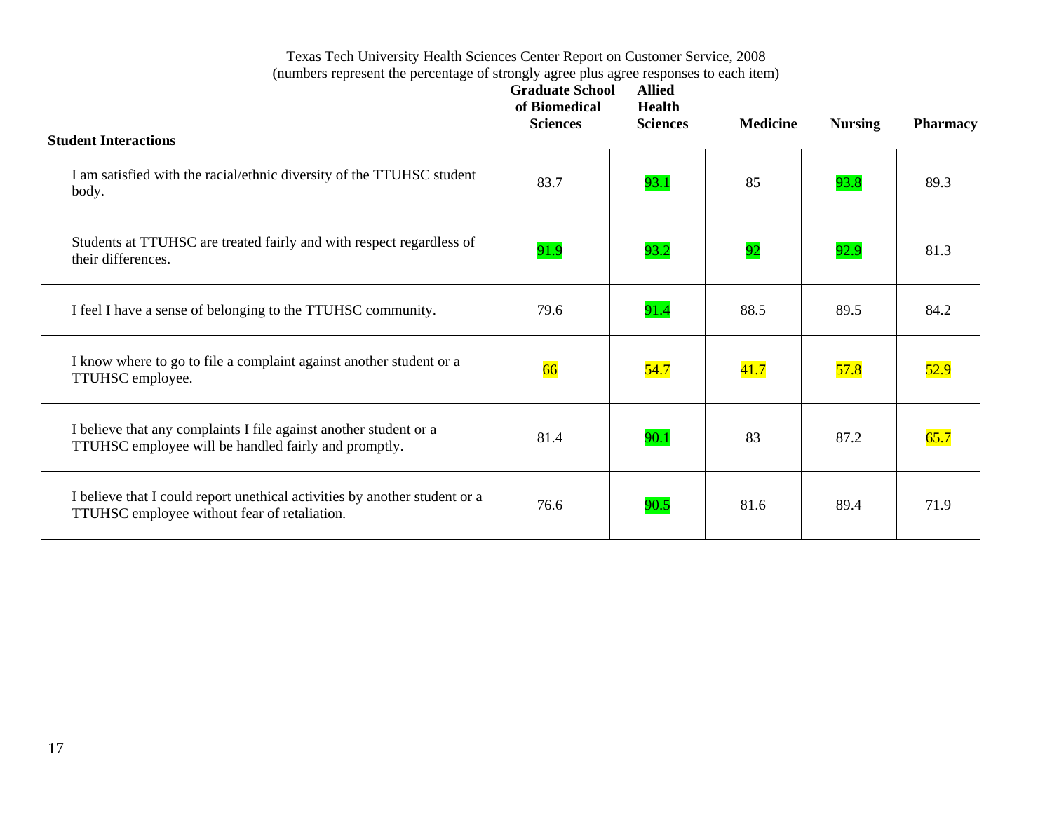Texas Tech University Health Sciences Center Report on Customer Service, 2008
(numbers represent the percentage of strongly agree plus agree responses to each item)

| Student Interactions | Graduate School of Biomedical Sciences | Allied Health Sciences | Medicine | Nursing | Pharmacy |
|---|---|---|---|---|---|
| I am satisfied with the racial/ethnic diversity of the TTUHSC student body. | 83.7 | 93.1 | 85 | 93.8 | 89.3 |
| Students at TTUHSC are treated fairly and with respect regardless of their differences. | 91.9 | 93.2 | 92 | 92.9 | 81.3 |
| I feel I have a sense of belonging to the TTUHSC community. | 79.6 | 91.4 | 88.5 | 89.5 | 84.2 |
| I know where to go to file a complaint against another student or a TTUHSC employee. | 66 | 54.7 | 41.7 | 57.8 | 52.9 |
| I believe that any complaints I file against another student or a TTUHSC employee will be handled fairly and promptly. | 81.4 | 90.1 | 83 | 87.2 | 65.7 |
| I believe that I could report unethical activities by another student or a TTUHSC employee without fear of retaliation. | 76.6 | 90.5 | 81.6 | 89.4 | 71.9 |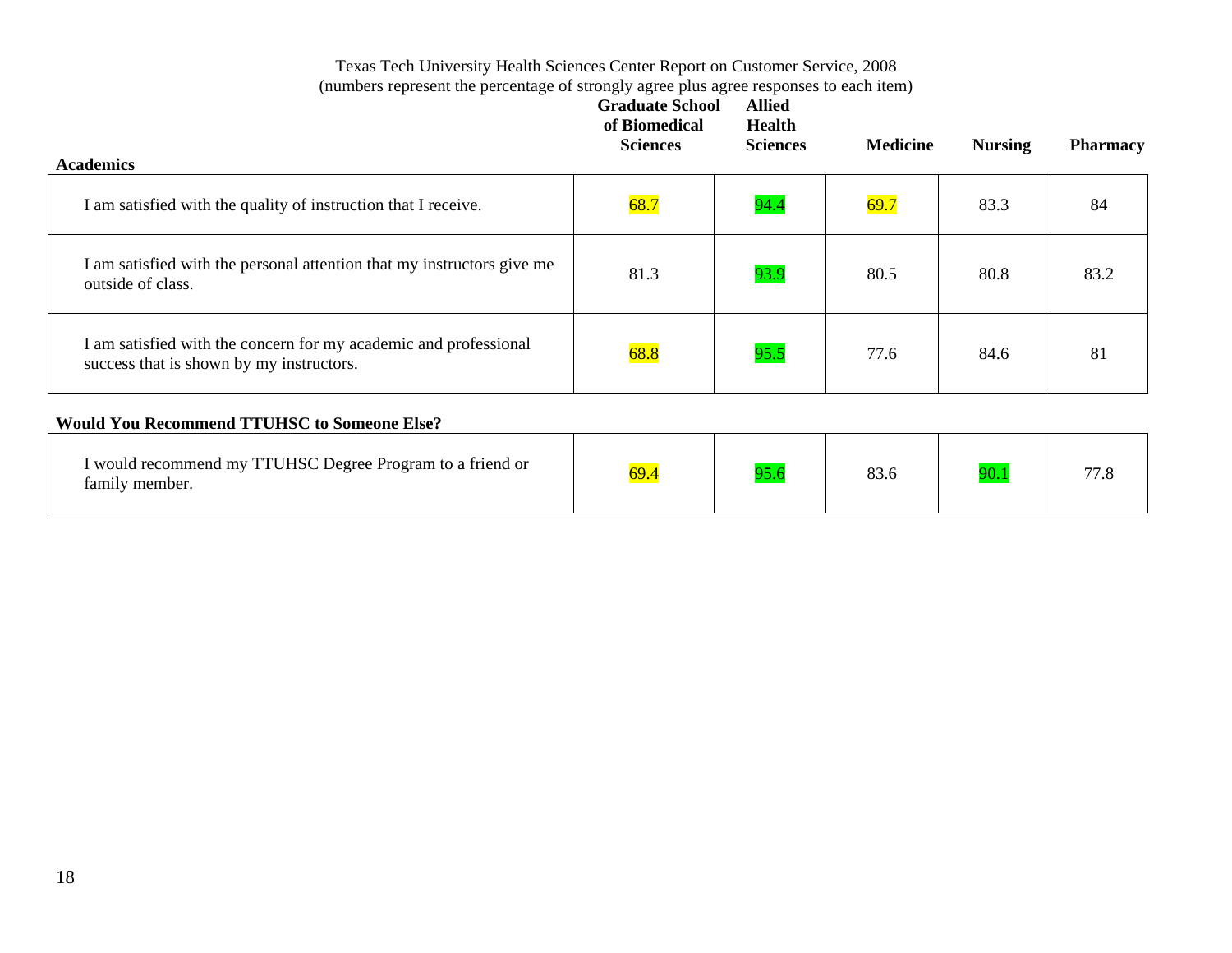Texas Tech University Health Sciences Center Report on Customer Service, 2008
(numbers represent the percentage of strongly agree plus agree responses to each item)

| Academics | Graduate School of Biomedical Sciences | Allied Health Sciences | Medicine | Nursing | Pharmacy |
|---|---|---|---|---|---|
| I am satisfied with the quality of instruction that I receive. | 68.7 | 94.4 | 69.7 | 83.3 | 84 |
| I am satisfied with the personal attention that my instructors give me outside of class. | 81.3 | 93.9 | 80.5 | 80.8 | 83.2 |
| I am satisfied with the concern for my academic and professional success that is shown by my instructors. | 68.8 | 95.5 | 77.6 | 84.6 | 81 |

**Would You Recommend TTUHSC to Someone Else?**

| Item | Graduate School of Biomedical Sciences | Allied Health Sciences | Medicine | Nursing | Pharmacy |
|---|---|---|---|---|---|
| I would recommend my TTUHSC Degree Program to a friend or family member. | 69.4 | 95.6 | 83.6 | 90.1 | 77.8 |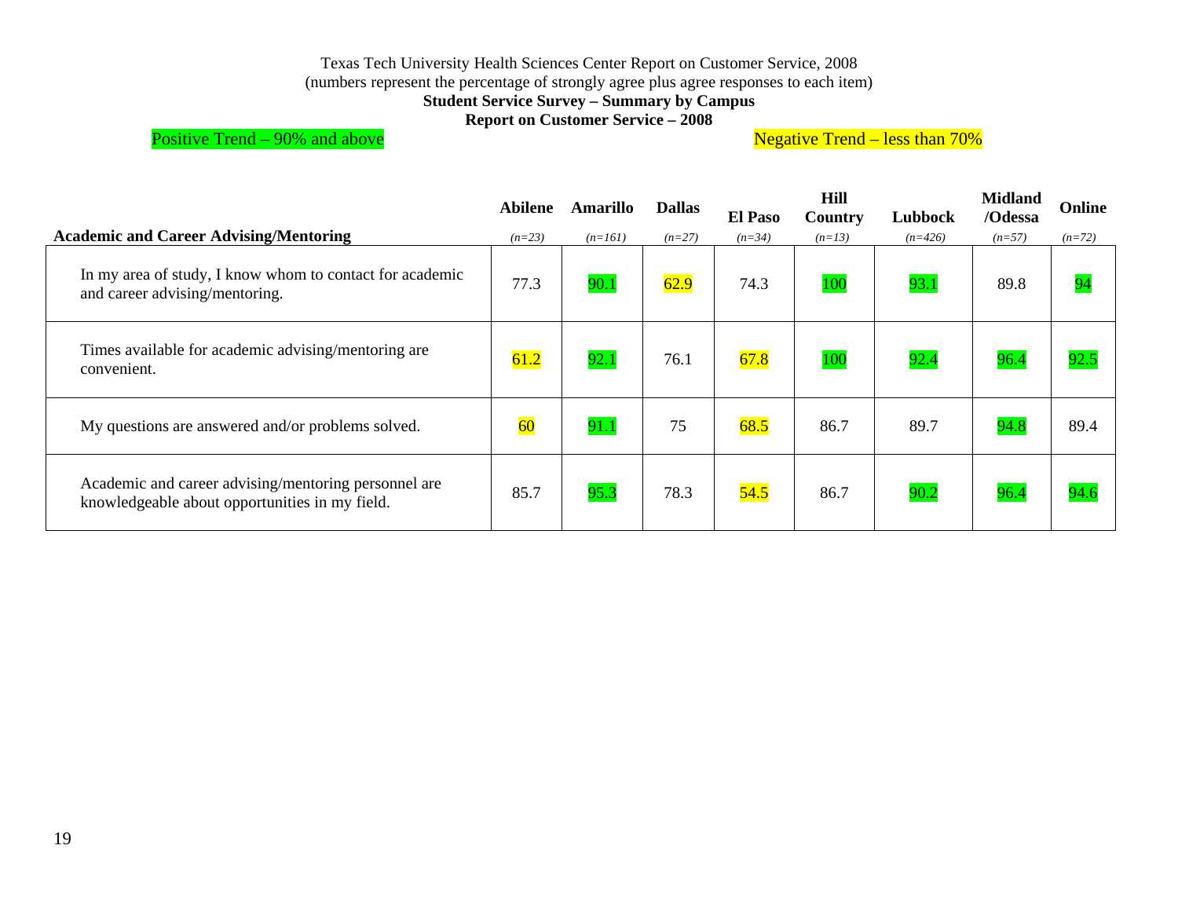Texas Tech University Health Sciences Center Report on Customer Service, 2008

(numbers represent the percentage of strongly agree plus agree responses to each item)

**Student Service Survey – Summary by Campus**

**Report on Customer Service – 2008**

Positive Trend – 90% and above

Negative Trend – less than 70%

| **Academic and Career Advising/Mentoring** | **Abilene** *(n=23)* | **Amarillo** *(n=161)* | **Dallas** *(n=27)* | **El Paso** *(n=34)* | **Hill Country** *(n=13)* | **Lubbock** *(n=426)* | **Midland /Odessa** *(n=57)* | **Online** *(n=72)* |
|---|---|---|---|---|---|---|---|---|
| In my area of study, I know whom to contact for academic and career advising/mentoring. | 77.3 | 90.1 | 62.9 | 74.3 | 100 | 93.1 | 89.8 | 94 |
| Times available for academic advising/mentoring are convenient. | 61.2 | 92.1 | 76.1 | 67.8 | 100 | 92.4 | 96.4 | 92.5 |
| My questions are answered and/or problems solved. | 60 | 91.1 | 75 | 68.5 | 86.7 | 89.7 | 94.8 | 89.4 |
| Academic and career advising/mentoring personnel are knowledgeable about opportunities in my field. | 85.7 | 95.3 | 78.3 | 54.5 | 86.7 | 90.2 | 96.4 | 94.6 |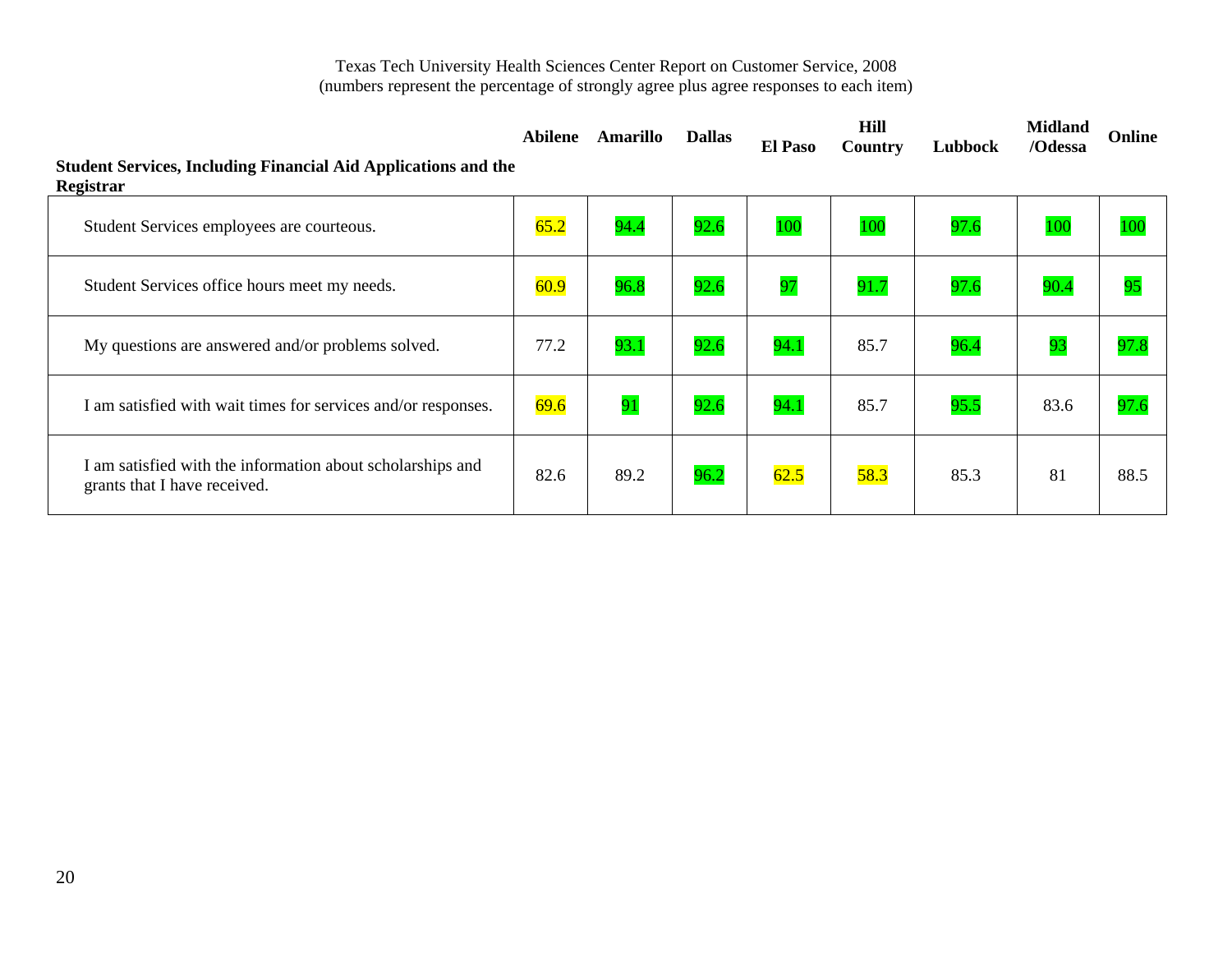Texas Tech University Health Sciences Center Report on Customer Service, 2008
(numbers represent the percentage of strongly agree plus agree responses to each item)

| Student Services, Including Financial Aid Applications and the Registrar | Abilene | Amarillo | Dallas | El Paso | Hill Country | Lubbock | Midland /Odessa | Online |
|---|---|---|---|---|---|---|---|---|
| Student Services employees are courteous. | 65.2 | 94.4 | 92.6 | 100 | 100 | 97.6 | 100 | 100 |
| Student Services office hours meet my needs. | 60.9 | 96.8 | 92.6 | 97 | 91.7 | 97.6 | 90.4 | 95 |
| My questions are answered and/or problems solved. | 77.2 | 93.1 | 92.6 | 94.1 | 85.7 | 96.4 | 93 | 97.8 |
| I am satisfied with wait times for services and/or responses. | 69.6 | 91 | 92.6 | 94.1 | 85.7 | 95.5 | 83.6 | 97.6 |
| I am satisfied with the information about scholarships and grants that I have received. | 82.6 | 89.2 | 96.2 | 62.5 | 58.3 | 85.3 | 81 | 88.5 |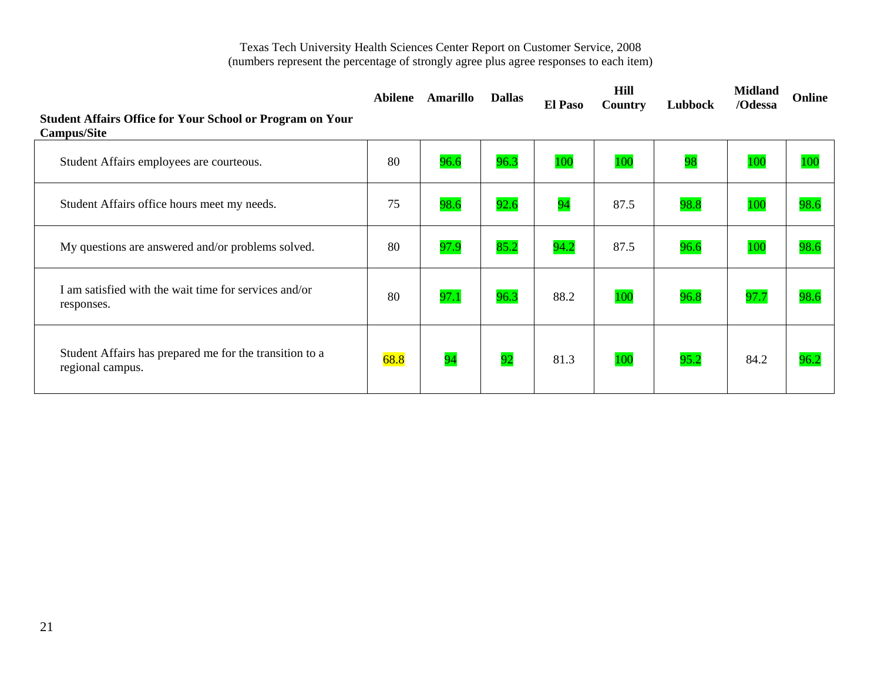Texas Tech University Health Sciences Center Report on Customer Service, 2008
(numbers represent the percentage of strongly agree plus agree responses to each item)

| Student Affairs Office for Your School or Program on Your Campus/Site | Abilene | Amarillo | Dallas | El Paso | Hill Country | Lubbock | Midland /Odessa | Online |
|---|---|---|---|---|---|---|---|---|
| Student Affairs employees are courteous. | 80 | 96.6 | 96.3 | 100 | 100 | 98 | 100 | 100 |
| Student Affairs office hours meet my needs. | 75 | 98.6 | 92.6 | 94 | 87.5 | 98.8 | 100 | 98.6 |
| My questions are answered and/or problems solved. | 80 | 97.9 | 85.2 | 94.2 | 87.5 | 96.6 | 100 | 98.6 |
| I am satisfied with the wait time for services and/or responses. | 80 | 97.1 | 96.3 | 88.2 | 100 | 96.8 | 97.7 | 98.6 |
| Student Affairs has prepared me for the transition to a regional campus. | 68.8 | 94 | 92 | 81.3 | 100 | 95.2 | 84.2 | 96.2 |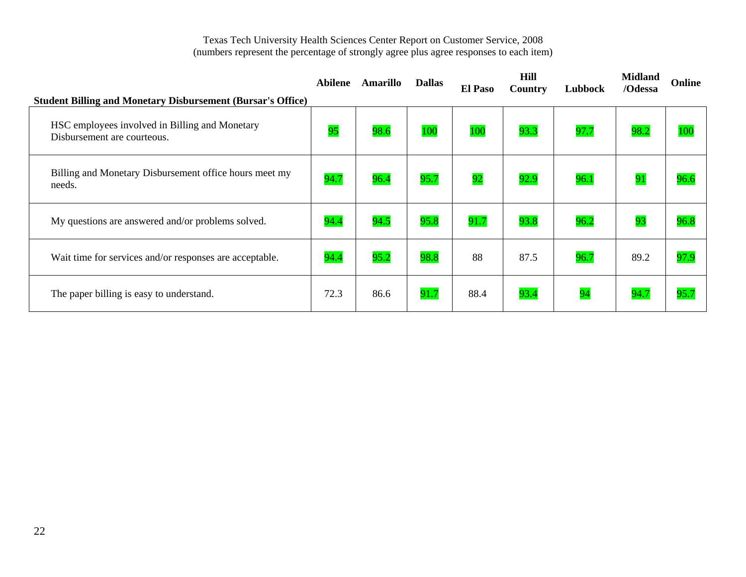Texas Tech University Health Sciences Center Report on Customer Service, 2008
(numbers represent the percentage of strongly agree plus agree responses to each item)

| Student Billing and Monetary Disbursement (Bursar's Office) | Abilene | Amarillo | Dallas | El Paso | Hill Country | Lubbock | Midland /Odessa | Online |
|---|---|---|---|---|---|---|---|---|
| HSC employees involved in Billing and Monetary Disbursement are courteous. | 95 | 98.6 | 100 | 100 | 93.3 | 97.7 | 98.2 | 100 |
| Billing and Monetary Disbursement office hours meet my needs. | 94.7 | 96.4 | 95.7 | 92 | 92.9 | 96.1 | 91 | 96.6 |
| My questions are answered and/or problems solved. | 94.4 | 94.5 | 95.8 | 91.7 | 93.8 | 96.2 | 93 | 96.8 |
| Wait time for services and/or responses are acceptable. | 94.4 | 95.2 | 98.8 | 88 | 87.5 | 96.7 | 89.2 | 97.9 |
| The paper billing is easy to understand. | 72.3 | 86.6 | 91.7 | 88.4 | 93.4 | 94 | 94.7 | 95.7 |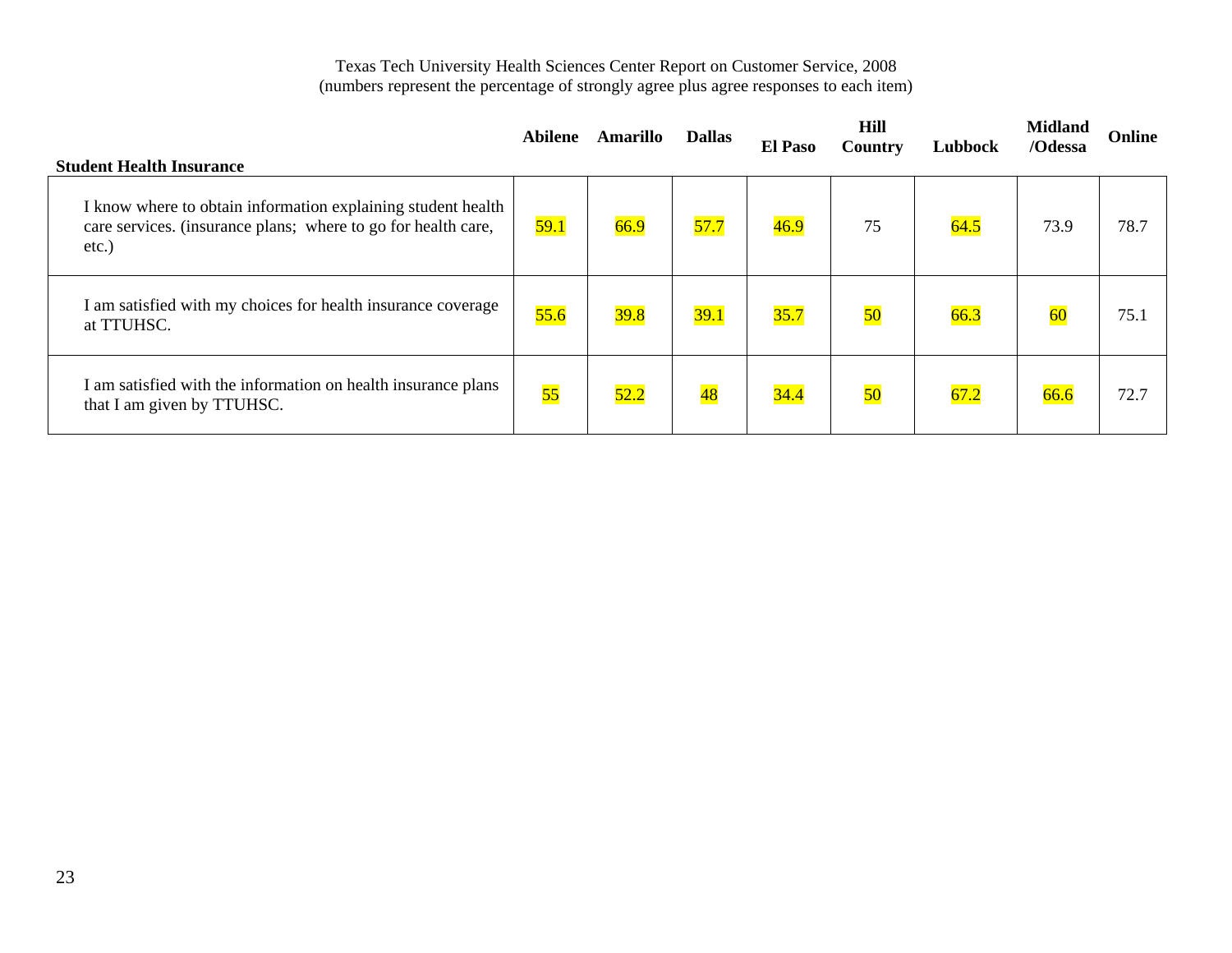Texas Tech University Health Sciences Center Report on Customer Service, 2008
(numbers represent the percentage of strongly agree plus agree responses to each item)

| Student Health Insurance | Abilene | Amarillo | Dallas | El Paso | Hill Country | Lubbock | Midland /Odessa | Online |
|---|---|---|---|---|---|---|---|---|
| I know where to obtain information explaining student health care services. (insurance plans; where to go for health care, etc.) | 59.1 | 66.9 | 57.7 | 46.9 | 75 | 64.5 | 73.9 | 78.7 |
| I am satisfied with my choices for health insurance coverage at TTUHSC. | 55.6 | 39.8 | 39.1 | 35.7 | 50 | 66.3 | 60 | 75.1 |
| I am satisfied with the information on health insurance plans that I am given by TTUHSC. | 55 | 52.2 | 48 | 34.4 | 50 | 67.2 | 66.6 | 72.7 |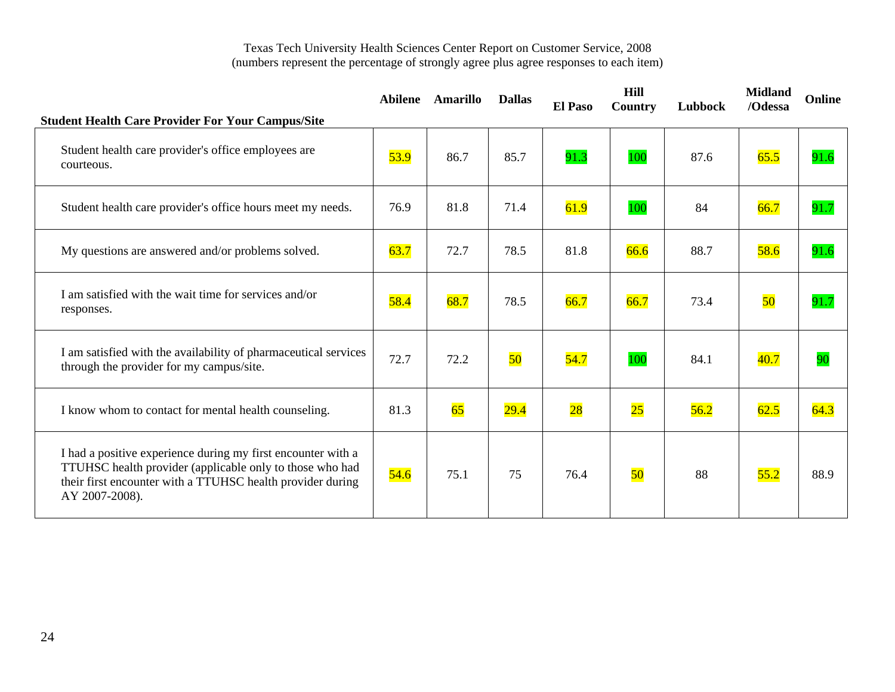Texas Tech University Health Sciences Center Report on Customer Service, 2008
(numbers represent the percentage of strongly agree plus agree responses to each item)

| Student Health Care Provider For Your Campus/Site | Abilene | Amarillo | Dallas | El Paso | Hill Country | Lubbock | Midland /Odessa | Online |
|---|---|---|---|---|---|---|---|---|
| Student health care provider's office employees are courteous. | 53.9 | 86.7 | 85.7 | 91.3 | 100 | 87.6 | 65.5 | 91.6 |
| Student health care provider's office hours meet my needs. | 76.9 | 81.8 | 71.4 | 61.9 | 100 | 84 | 66.7 | 91.7 |
| My questions are answered and/or problems solved. | 63.7 | 72.7 | 78.5 | 81.8 | 66.6 | 88.7 | 58.6 | 91.6 |
| I am satisfied with the wait time for services and/or responses. | 58.4 | 68.7 | 78.5 | 66.7 | 66.7 | 73.4 | 50 | 91.7 |
| I am satisfied with the availability of pharmaceutical services through the provider for my campus/site. | 72.7 | 72.2 | 50 | 54.7 | 100 | 84.1 | 40.7 | 90 |
| I know whom to contact for mental health counseling. | 81.3 | 65 | 29.4 | 28 | 25 | 56.2 | 62.5 | 64.3 |
| I had a positive experience during my first encounter with a TTUHSC health provider (applicable only to those who had their first encounter with a TTUHSC health provider during AY 2007-2008). | 54.6 | 75.1 | 75 | 76.4 | 50 | 88 | 55.2 | 88.9 |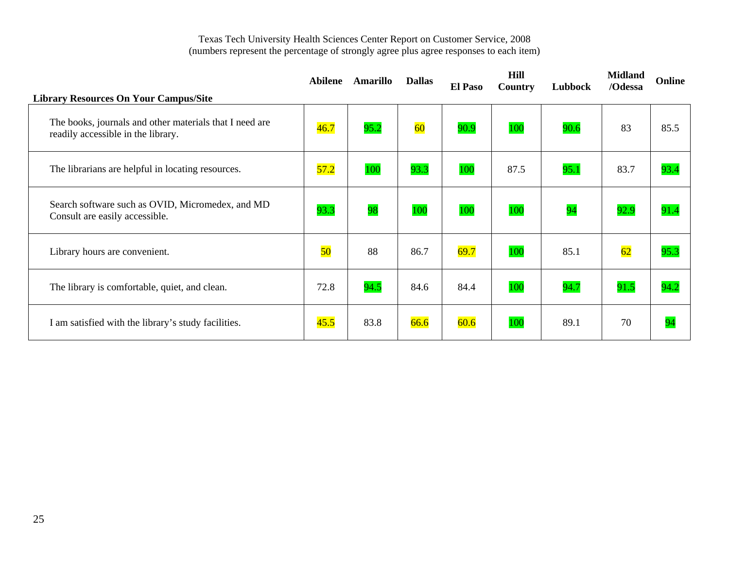Texas Tech University Health Sciences Center Report on Customer Service, 2008
(numbers represent the percentage of strongly agree plus agree responses to each item)

| Library Resources On Your Campus/Site | Abilene | Amarillo | Dallas | El Paso | Hill Country | Lubbock | Midland /Odessa | Online |
|---|---|---|---|---|---|---|---|---|
| The books, journals and other materials that I need are readily accessible in the library. | 46.7 | 95.2 | 60 | 90.9 | 100 | 90.6 | 83 | 85.5 |
| The librarians are helpful in locating resources. | 57.2 | 100 | 93.3 | 100 | 87.5 | 95.1 | 83.7 | 93.4 |
| Search software such as OVID, Micromedex, and MD Consult are easily accessible. | 93.3 | 98 | 100 | 100 | 100 | 94 | 92.9 | 91.4 |
| Library hours are convenient. | 50 | 88 | 86.7 | 69.7 | 100 | 85.1 | 62 | 95.3 |
| The library is comfortable, quiet, and clean. | 72.8 | 94.5 | 84.6 | 84.4 | 100 | 94.7 | 91.5 | 94.2 |
| I am satisfied with the library's study facilities. | 45.5 | 83.8 | 66.6 | 60.6 | 100 | 89.1 | 70 | 94 |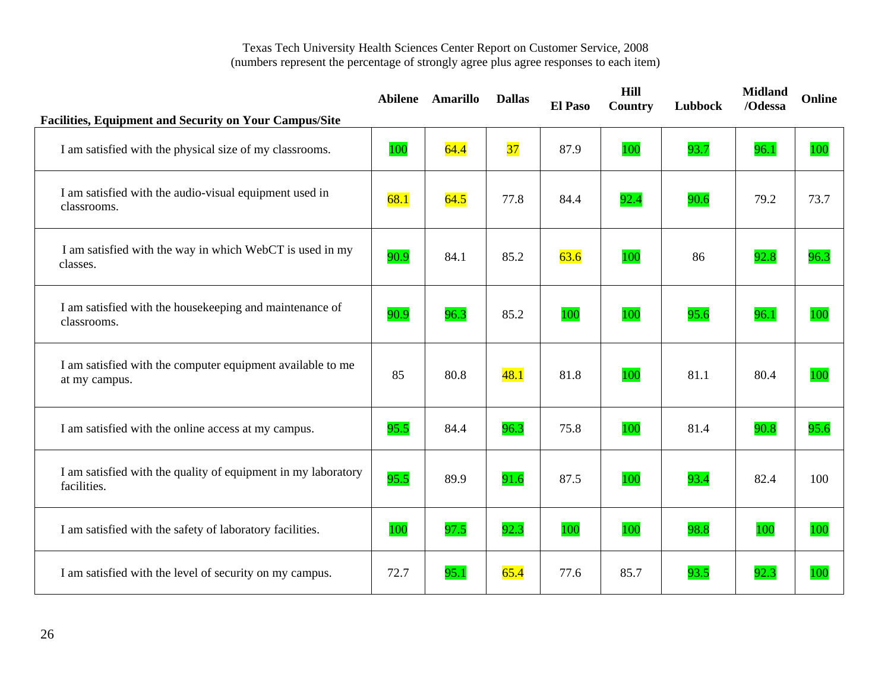Texas Tech University Health Sciences Center Report on Customer Service, 2008
(numbers represent the percentage of strongly agree plus agree responses to each item)

| Facilities, Equipment and Security on Your Campus/Site | Abilene | Amarillo | Dallas | El Paso | Hill Country | Lubbock | Midland /Odessa | Online |
|---|---|---|---|---|---|---|---|---|
| I am satisfied with the physical size of my classrooms. | 100 | 64.4 | 37 | 87.9 | 100 | 93.7 | 96.1 | 100 |
| I am satisfied with the audio-visual equipment used in classrooms. | 68.1 | 64.5 | 77.8 | 84.4 | 92.4 | 90.6 | 79.2 | 73.7 |
| I am satisfied with the way in which WebCT is used in my classes. | 90.9 | 84.1 | 85.2 | 63.6 | 100 | 86 | 92.8 | 96.3 |
| I am satisfied with the housekeeping and maintenance of classrooms. | 90.9 | 96.3 | 85.2 | 100 | 100 | 95.6 | 96.1 | 100 |
| I am satisfied with the computer equipment available to me at my campus. | 85 | 80.8 | 48.1 | 81.8 | 100 | 81.1 | 80.4 | 100 |
| I am satisfied with the online access at my campus. | 95.5 | 84.4 | 96.3 | 75.8 | 100 | 81.4 | 90.8 | 95.6 |
| I am satisfied with the quality of equipment in my laboratory facilities. | 95.5 | 89.9 | 91.6 | 87.5 | 100 | 93.4 | 82.4 | 100 |
| I am satisfied with the safety of laboratory facilities. | 100 | 97.5 | 92.3 | 100 | 100 | 98.8 | 100 | 100 |
| I am satisfied with the level of security on my campus. | 72.7 | 95.1 | 65.4 | 77.6 | 85.7 | 93.5 | 92.3 | 100 |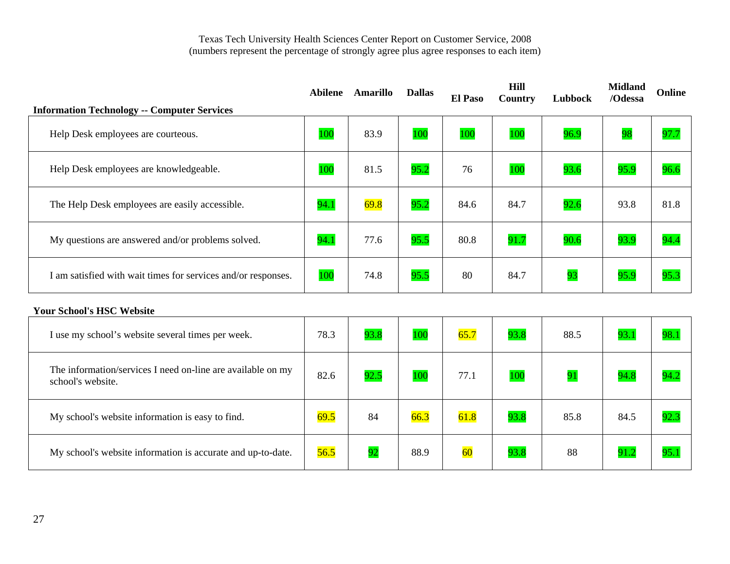Texas Tech University Health Sciences Center Report on Customer Service, 2008
(numbers represent the percentage of strongly agree plus agree responses to each item)

| Information Technology -- Computer Services | Abilene | Amarillo | Dallas | El Paso | Hill Country | Lubbock | Midland /Odessa | Online |
|---|---|---|---|---|---|---|---|---|
| Help Desk employees are courteous. | 100 | 83.9 | 100 | 100 | 100 | 96.9 | 98 | 97.7 |
| Help Desk employees are knowledgeable. | 100 | 81.5 | 95.2 | 76 | 100 | 93.6 | 95.9 | 96.6 |
| The Help Desk employees are easily accessible. | 94.1 | 69.8 | 95.2 | 84.6 | 84.7 | 92.6 | 93.8 | 81.8 |
| My questions are answered and/or problems solved. | 94.1 | 77.6 | 95.5 | 80.8 | 91.7 | 90.6 | 93.9 | 94.4 |
| I am satisfied with wait times for services and/or responses. | 100 | 74.8 | 95.5 | 80 | 84.7 | 93 | 95.9 | 95.3 |

| Your School's HSC Website | Abilene | Amarillo | Dallas | El Paso | Hill Country | Lubbock | Midland /Odessa | Online |
|---|---|---|---|---|---|---|---|---|
| I use my school's website several times per week. | 78.3 | 93.8 | 100 | 65.7 | 93.8 | 88.5 | 93.1 | 98.1 |
| The information/services I need on-line are available on my school's website. | 82.6 | 92.5 | 100 | 77.1 | 100 | 91 | 94.8 | 94.2 |
| My school's website information is easy to find. | 69.5 | 84 | 66.3 | 61.8 | 93.8 | 85.8 | 84.5 | 92.3 |
| My school's website information is accurate and up-to-date. | 56.5 | 92 | 88.9 | 60 | 93.8 | 88 | 91.2 | 95.1 |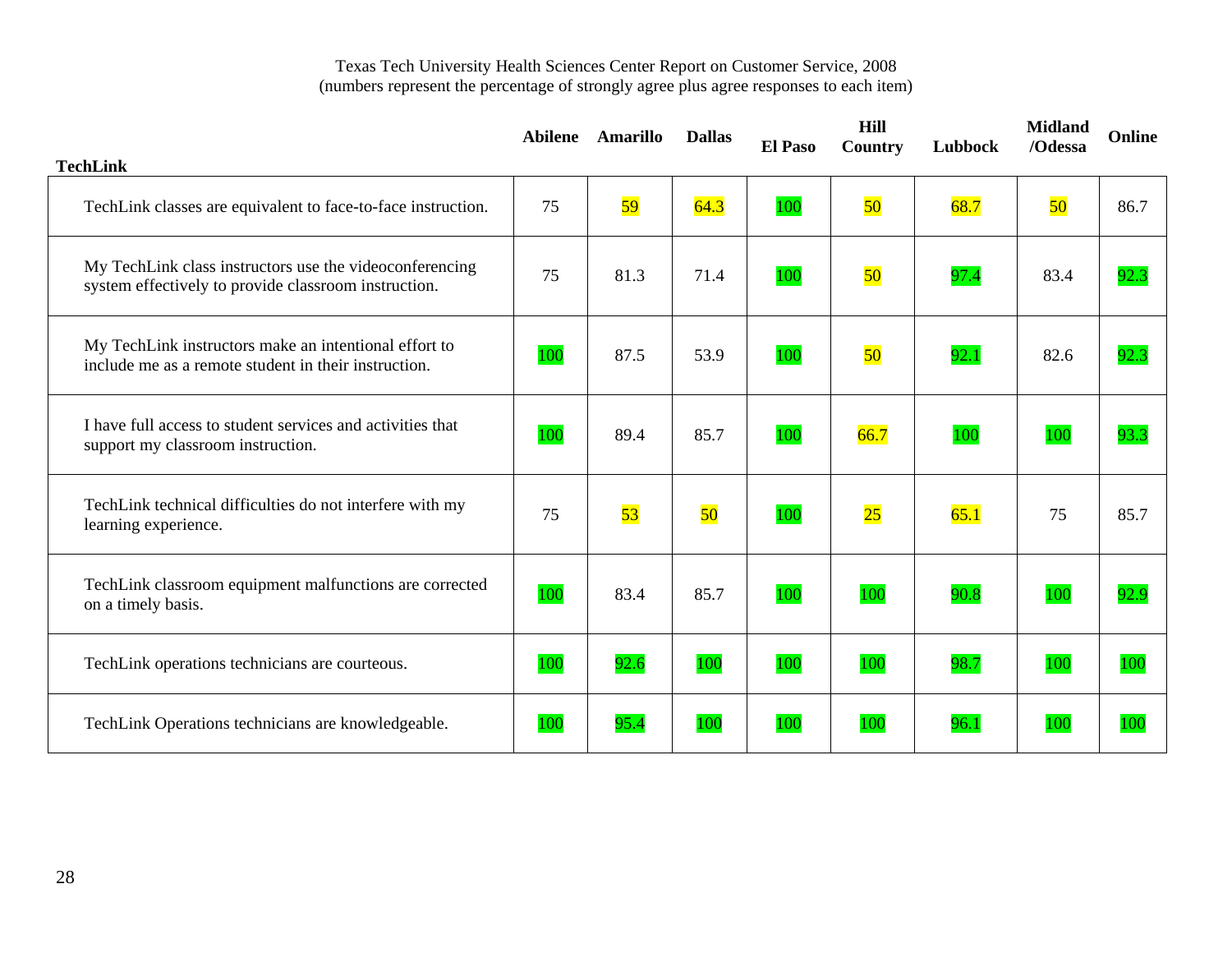Texas Tech University Health Sciences Center Report on Customer Service, 2008
(numbers represent the percentage of strongly agree plus agree responses to each item)

| TechLink | Abilene | Amarillo | Dallas | El Paso | Hill Country | Lubbock | Midland /Odessa | Online |
|---|---|---|---|---|---|---|---|---|
| TechLink classes are equivalent to face-to-face instruction. | 75 | 59 | 64.3 | 100 | 50 | 68.7 | 50 | 86.7 |
| My TechLink class instructors use the videoconferencing system effectively to provide classroom instruction. | 75 | 81.3 | 71.4 | 100 | 50 | 97.4 | 83.4 | 92.3 |
| My TechLink instructors make an intentional effort to include me as a remote student in their instruction. | 100 | 87.5 | 53.9 | 100 | 50 | 92.1 | 82.6 | 92.3 |
| I have full access to student services and activities that support my classroom instruction. | 100 | 89.4 | 85.7 | 100 | 66.7 | 100 | 100 | 93.3 |
| TechLink technical difficulties do not interfere with my learning experience. | 75 | 53 | 50 | 100 | 25 | 65.1 | 75 | 85.7 |
| TechLink classroom equipment malfunctions are corrected on a timely basis. | 100 | 83.4 | 85.7 | 100 | 100 | 90.8 | 100 | 92.9 |
| TechLink operations technicians are courteous. | 100 | 92.6 | 100 | 100 | 100 | 98.7 | 100 | 100 |
| TechLink Operations technicians are knowledgeable. | 100 | 95.4 | 100 | 100 | 100 | 96.1 | 100 | 100 |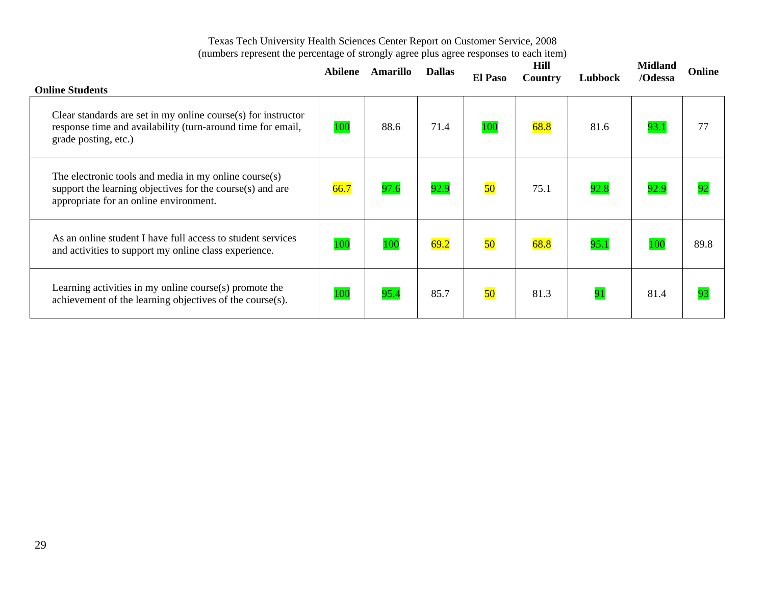Texas Tech University Health Sciences Center Report on Customer Service, 2008
(numbers represent the percentage of strongly agree plus agree responses to each item)

| Online Students | Abilene | Amarillo | Dallas | El Paso | Hill Country | Lubbock | Midland /Odessa | Online |
|---|---|---|---|---|---|---|---|---|
| Clear standards are set in my online course(s) for instructor response time and availability (turn-around time for email, grade posting, etc.) | 100 | 88.6 | 71.4 | 100 | 68.8 | 81.6 | 93.1 | 77 |
| The electronic tools and media in my online course(s) support the learning objectives for the course(s) and are appropriate for an online environment. | 66.7 | 97.6 | 92.9 | 50 | 75.1 | 92.8 | 92.9 | 92 |
| As an online student I have full access to student services and activities to support my online class experience. | 100 | 100 | 69.2 | 50 | 68.8 | 95.1 | 100 | 89.8 |
| Learning activities in my online course(s) promote the achievement of the learning objectives of the course(s). | 100 | 95.4 | 85.7 | 50 | 81.3 | 91 | 81.4 | 93 |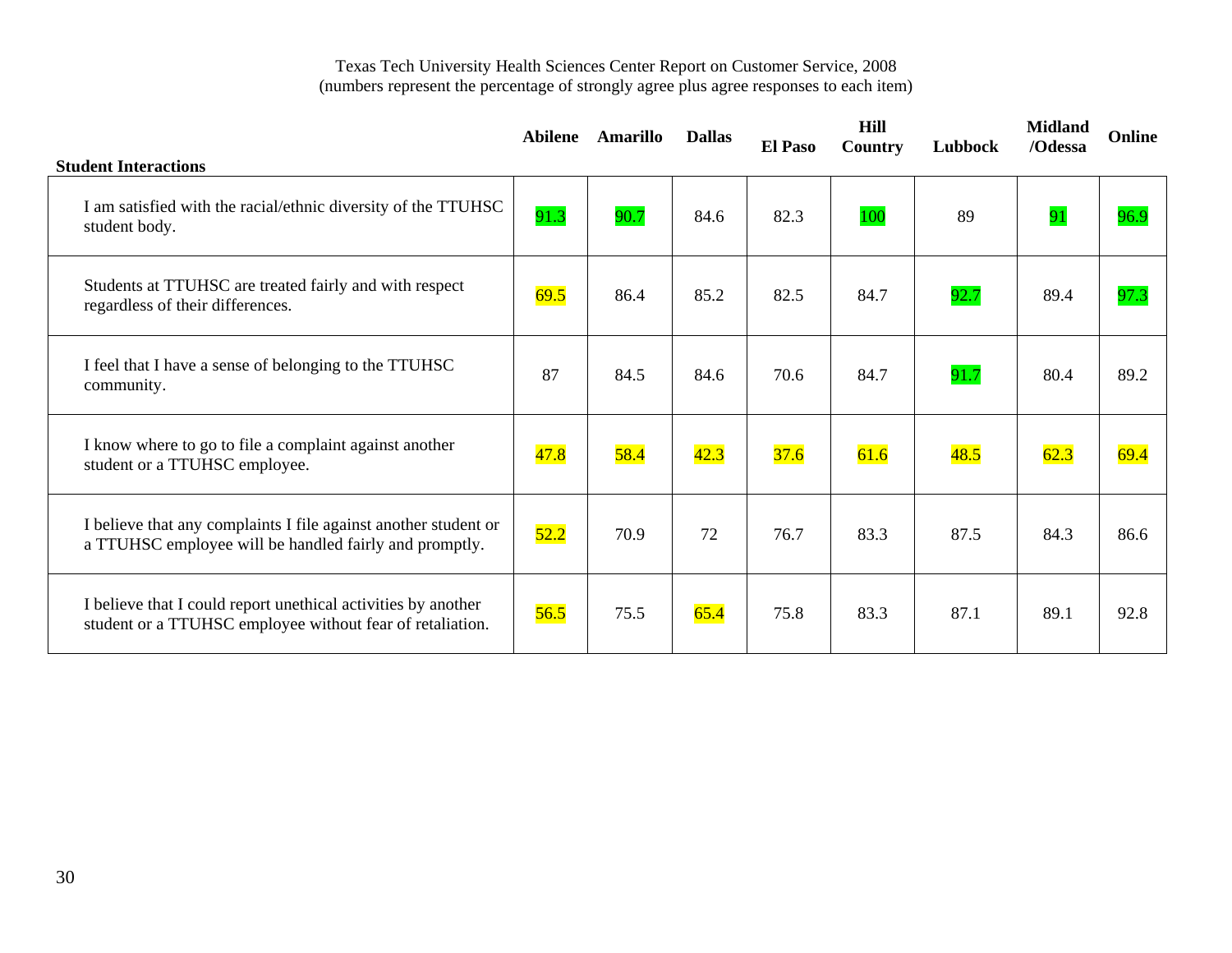Texas Tech University Health Sciences Center Report on Customer Service, 2008
(numbers represent the percentage of strongly agree plus agree responses to each item)

| Student Interactions | Abilene | Amarillo | Dallas | El Paso | Hill Country | Lubbock | Midland /Odessa | Online |
|---|---|---|---|---|---|---|---|---|
| I am satisfied with the racial/ethnic diversity of the TTUHSC student body. | 91.3 | 90.7 | 84.6 | 82.3 | 100 | 89 | 91 | 96.9 |
| Students at TTUHSC are treated fairly and with respect regardless of their differences. | 69.5 | 86.4 | 85.2 | 82.5 | 84.7 | 92.7 | 89.4 | 97.3 |
| I feel that I have a sense of belonging to the TTUHSC community. | 87 | 84.5 | 84.6 | 70.6 | 84.7 | 91.7 | 80.4 | 89.2 |
| I know where to go to file a complaint against another student or a TTUHSC employee. | 47.8 | 58.4 | 42.3 | 37.6 | 61.6 | 48.5 | 62.3 | 69.4 |
| I believe that any complaints I file against another student or a TTUHSC employee will be handled fairly and promptly. | 52.2 | 70.9 | 72 | 76.7 | 83.3 | 87.5 | 84.3 | 86.6 |
| I believe that I could report unethical activities by another student or a TTUHSC employee without fear of retaliation. | 56.5 | 75.5 | 65.4 | 75.8 | 83.3 | 87.1 | 89.1 | 92.8 |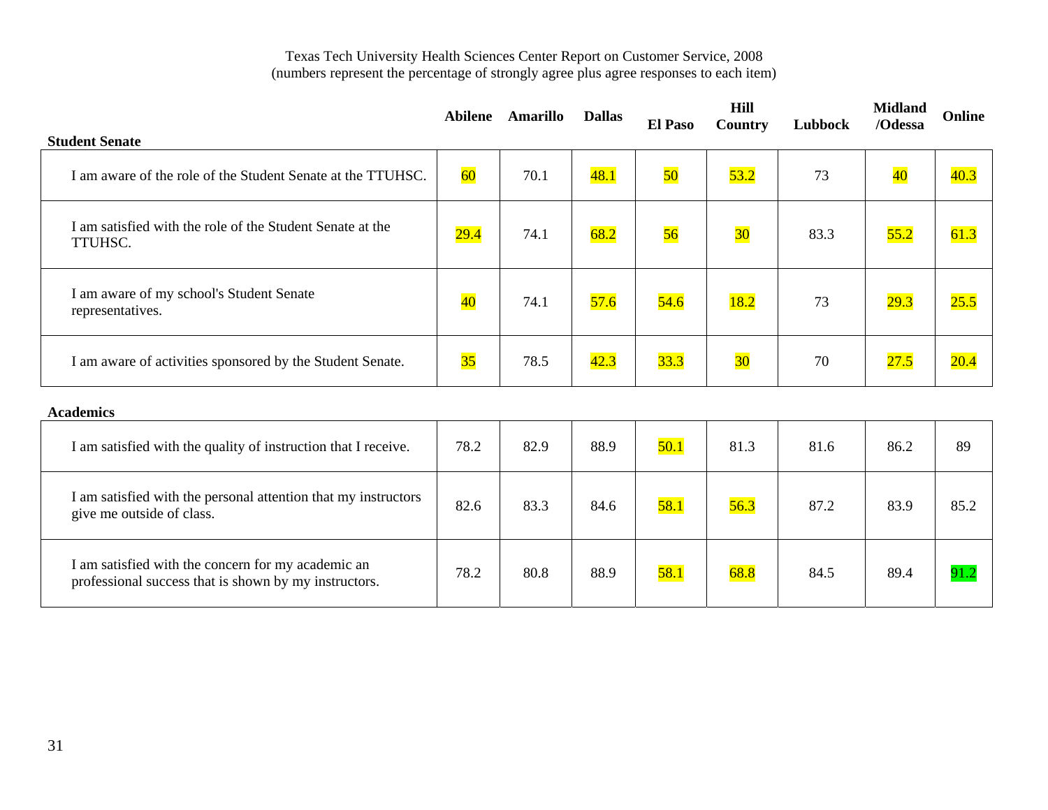Texas Tech University Health Sciences Center Report on Customer Service, 2008
(numbers represent the percentage of strongly agree plus agree responses to each item)

| **Student Senate** | **Abilene** | **Amarillo** | **Dallas** | **El Paso** | **Hill Country** | **Lubbock** | **Midland /Odessa** | **Online** |
|---|---|---|---|---|---|---|---|---|
| I am aware of the role of the Student Senate at the TTUHSC. | 60 | 70.1 | 48.1 | 50 | 53.2 | 73 | 40 | 40.3 |
| I am satisfied with the role of the Student Senate at the TTUHSC. | 29.4 | 74.1 | 68.2 | 56 | 30 | 83.3 | 55.2 | 61.3 |
| I am aware of my school's Student Senate representatives. | 40 | 74.1 | 57.6 | 54.6 | 18.2 | 73 | 29.3 | 25.5 |
| I am aware of activities sponsored by the Student Senate. | 35 | 78.5 | 42.3 | 33.3 | 30 | 70 | 27.5 | 20.4 |

| **Academics** | **Abilene** | **Amarillo** | **Dallas** | **El Paso** | **Hill Country** | **Lubbock** | **Midland /Odessa** | **Online** |
|---|---|---|---|---|---|---|---|---|
| I am satisfied with the quality of instruction that I receive. | 78.2 | 82.9 | 88.9 | 50.1 | 81.3 | 81.6 | 86.2 | 89 |
| I am satisfied with the personal attention that my instructors give me outside of class. | 82.6 | 83.3 | 84.6 | 58.1 | 56.3 | 87.2 | 83.9 | 85.2 |
| I am satisfied with the concern for my academic an professional success that is shown by my instructors. | 78.2 | 80.8 | 88.9 | 58.1 | 68.8 | 84.5 | 89.4 | 91.2 |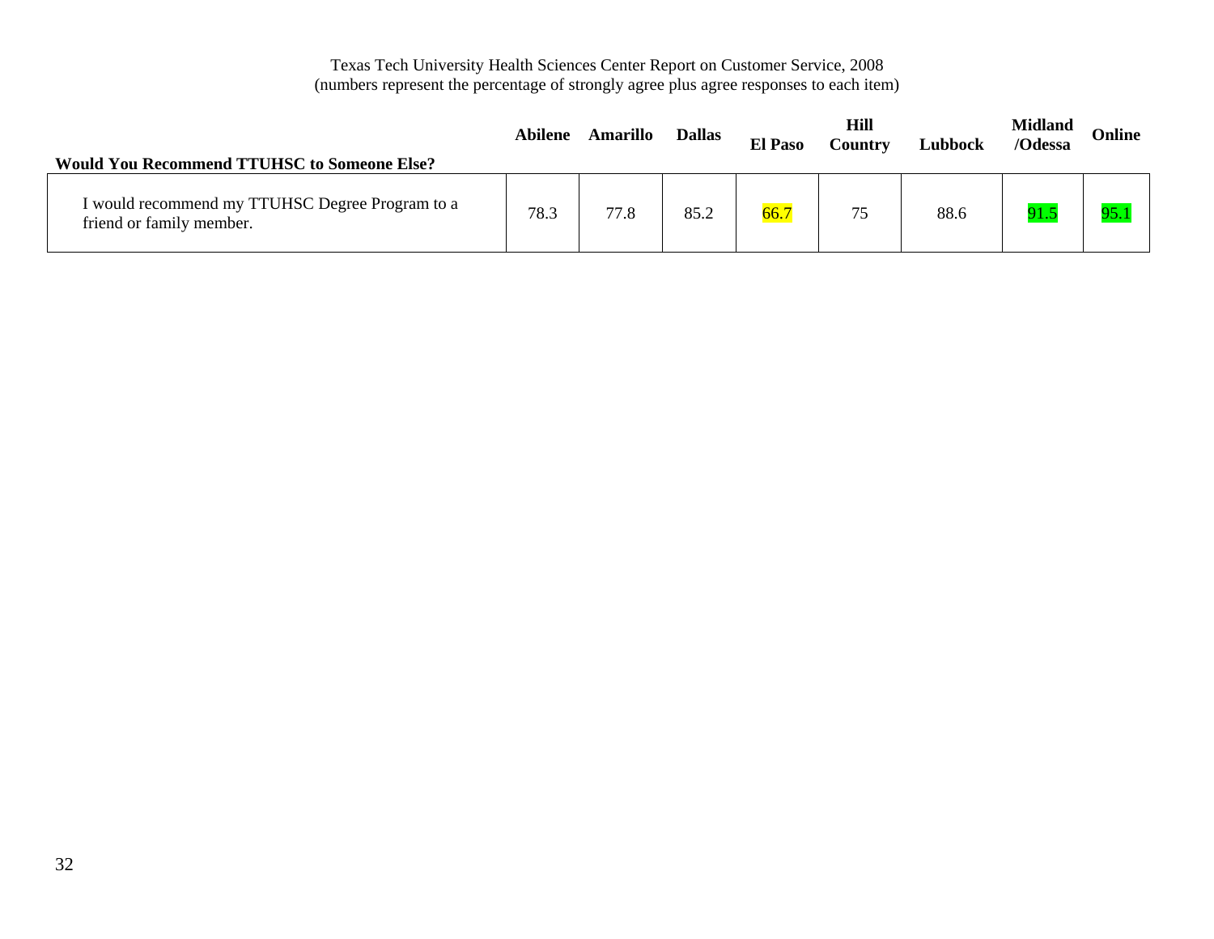Texas Tech University Health Sciences Center Report on Customer Service, 2008
(numbers represent the percentage of strongly agree plus agree responses to each item)

| Would You Recommend TTUHSC to Someone Else? | Abilene | Amarillo | Dallas | El Paso | Hill Country | Lubbock | Midland /Odessa | Online |
|---|---|---|---|---|---|---|---|---|
| I would recommend my TTUHSC Degree Program to a friend or family member. | 78.3 | 77.8 | 85.2 | 66.7 | 75 | 88.6 | 91.5 | 95.1 |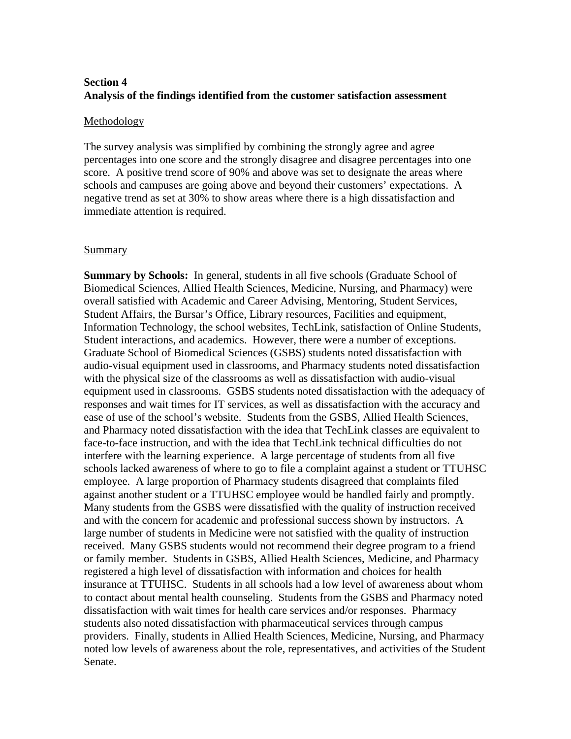**Section 4**
**Analysis of the findings identified from the customer satisfaction assessment**

<u>Methodology</u>

The survey analysis was simplified by combining the strongly agree and agree percentages into one score and the strongly disagree and disagree percentages into one score. A positive trend score of 90% and above was set to designate the areas where schools and campuses are going above and beyond their customers' expectations. A negative trend as set at 30% to show areas where there is a high dissatisfaction and immediate attention is required.

<u>Summary</u>

**Summary by Schools:** In general, students in all five schools (Graduate School of Biomedical Sciences, Allied Health Sciences, Medicine, Nursing, and Pharmacy) were overall satisfied with Academic and Career Advising, Mentoring, Student Services, Student Affairs, the Bursar's Office, Library resources, Facilities and equipment, Information Technology, the school websites, TechLink, satisfaction of Online Students, Student interactions, and academics. However, there were a number of exceptions. Graduate School of Biomedical Sciences (GSBS) students noted dissatisfaction with audio-visual equipment used in classrooms, and Pharmacy students noted dissatisfaction with the physical size of the classrooms as well as dissatisfaction with audio-visual equipment used in classrooms. GSBS students noted dissatisfaction with the adequacy of responses and wait times for IT services, as well as dissatisfaction with the accuracy and ease of use of the school's website. Students from the GSBS, Allied Health Sciences, and Pharmacy noted dissatisfaction with the idea that TechLink classes are equivalent to face-to-face instruction, and with the idea that TechLink technical difficulties do not interfere with the learning experience. A large percentage of students from all five schools lacked awareness of where to go to file a complaint against a student or TTUHSC employee. A large proportion of Pharmacy students disagreed that complaints filed against another student or a TTUHSC employee would be handled fairly and promptly. Many students from the GSBS were dissatisfied with the quality of instruction received and with the concern for academic and professional success shown by instructors. A large number of students in Medicine were not satisfied with the quality of instruction received. Many GSBS students would not recommend their degree program to a friend or family member. Students in GSBS, Allied Health Sciences, Medicine, and Pharmacy registered a high level of dissatisfaction with information and choices for health insurance at TTUHSC. Students in all schools had a low level of awareness about whom to contact about mental health counseling. Students from the GSBS and Pharmacy noted dissatisfaction with wait times for health care services and/or responses. Pharmacy students also noted dissatisfaction with pharmaceutical services through campus providers. Finally, students in Allied Health Sciences, Medicine, Nursing, and Pharmacy noted low levels of awareness about the role, representatives, and activities of the Student Senate.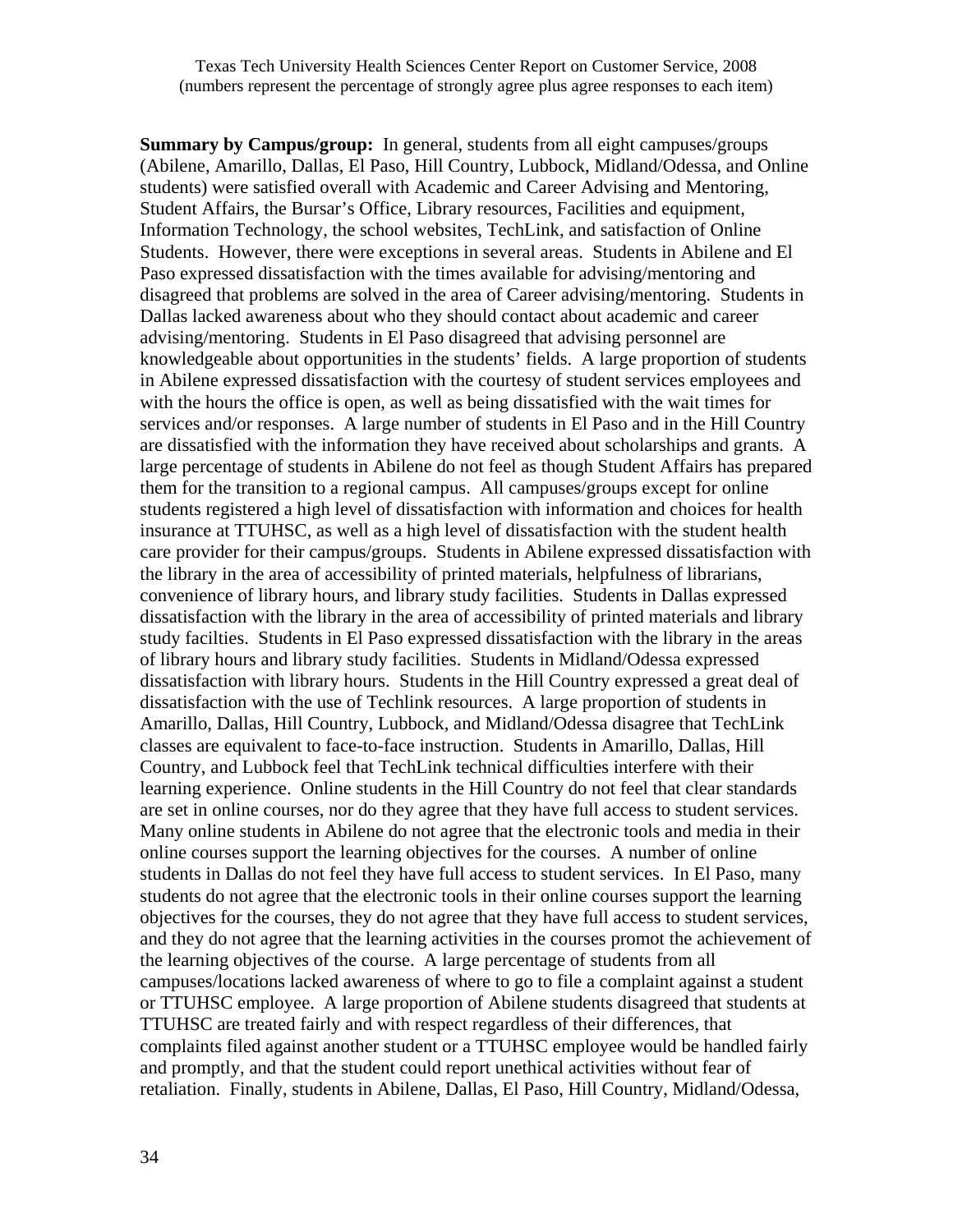Texas Tech University Health Sciences Center Report on Customer Service, 2008
(numbers represent the percentage of strongly agree plus agree responses to each item)

**Summary by Campus/group:** In general, students from all eight campuses/groups (Abilene, Amarillo, Dallas, El Paso, Hill Country, Lubbock, Midland/Odessa, and Online students) were satisfied overall with Academic and Career Advising and Mentoring, Student Affairs, the Bursar's Office, Library resources, Facilities and equipment, Information Technology, the school websites, TechLink, and satisfaction of Online Students. However, there were exceptions in several areas. Students in Abilene and El Paso expressed dissatisfaction with the times available for advising/mentoring and disagreed that problems are solved in the area of Career advising/mentoring. Students in Dallas lacked awareness about who they should contact about academic and career advising/mentoring. Students in El Paso disagreed that advising personnel are knowledgeable about opportunities in the students' fields. A large proportion of students in Abilene expressed dissatisfaction with the courtesy of student services employees and with the hours the office is open, as well as being dissatisfied with the wait times for services and/or responses. A large number of students in El Paso and in the Hill Country are dissatisfied with the information they have received about scholarships and grants. A large percentage of students in Abilene do not feel as though Student Affairs has prepared them for the transition to a regional campus. All campuses/groups except for online students registered a high level of dissatisfaction with information and choices for health insurance at TTUHSC, as well as a high level of dissatisfaction with the student health care provider for their campus/groups. Students in Abilene expressed dissatisfaction with the library in the area of accessibility of printed materials, helpfulness of librarians, convenience of library hours, and library study facilities. Students in Dallas expressed dissatisfaction with the library in the area of accessibility of printed materials and library study facilties. Students in El Paso expressed dissatisfaction with the library in the areas of library hours and library study facilities. Students in Midland/Odessa expressed dissatisfaction with library hours. Students in the Hill Country expressed a great deal of dissatisfaction with the use of Techlink resources. A large proportion of students in Amarillo, Dallas, Hill Country, Lubbock, and Midland/Odessa disagree that TechLink classes are equivalent to face-to-face instruction. Students in Amarillo, Dallas, Hill Country, and Lubbock feel that TechLink technical difficulties interfere with their learning experience. Online students in the Hill Country do not feel that clear standards are set in online courses, nor do they agree that they have full access to student services. Many online students in Abilene do not agree that the electronic tools and media in their online courses support the learning objectives for the courses. A number of online students in Dallas do not feel they have full access to student services. In El Paso, many students do not agree that the electronic tools in their online courses support the learning objectives for the courses, they do not agree that they have full access to student services, and they do not agree that the learning activities in the courses promot the achievement of the learning objectives of the course. A large percentage of students from all campuses/locations lacked awareness of where to go to file a complaint against a student or TTUHSC employee. A large proportion of Abilene students disagreed that students at TTUHSC are treated fairly and with respect regardless of their differences, that complaints filed against another student or a TTUHSC employee would be handled fairly and promptly, and that the student could report unethical activities without fear of retaliation. Finally, students in Abilene, Dallas, El Paso, Hill Country, Midland/Odessa,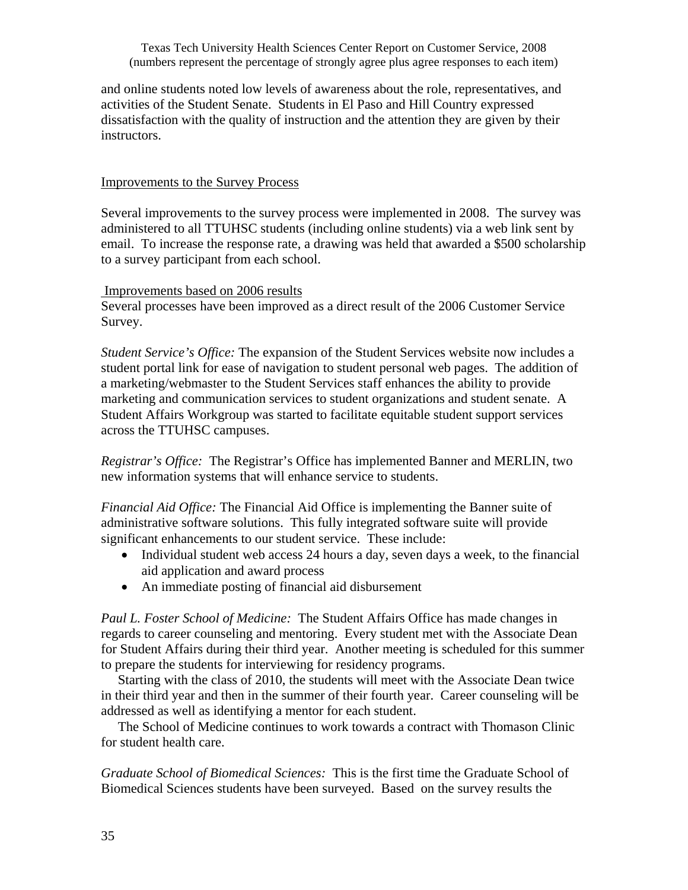and online students noted low levels of awareness about the role, representatives, and activities of the Student Senate. Students in El Paso and Hill Country expressed dissatisfaction with the quality of instruction and the attention they are given by their instructors.

## Improvements to the Survey Process

Several improvements to the survey process were implemented in 2008. The survey was administered to all TTUHSC students (including online students) via a web link sent by email. To increase the response rate, a drawing was held that awarded a $500 scholarship to a survey participant from each school.

## Improvements based on 2006 results

Several processes have been improved as a direct result of the 2006 Customer Service Survey.

*Student Service's Office:* The expansion of the Student Services website now includes a student portal link for ease of navigation to student personal web pages. The addition of a marketing/webmaster to the Student Services staff enhances the ability to provide marketing and communication services to student organizations and student senate. A Student Affairs Workgroup was started to facilitate equitable student support services across the TTUHSC campuses.

*Registrar's Office:* The Registrar's Office has implemented Banner and MERLIN, two new information systems that will enhance service to students.

*Financial Aid Office:* The Financial Aid Office is implementing the Banner suite of administrative software solutions. This fully integrated software suite will provide significant enhancements to our student service. These include:

- Individual student web access 24 hours a day, seven days a week, to the financial aid application and award process
- An immediate posting of financial aid disbursement

*Paul L. Foster School of Medicine:* The Student Affairs Office has made changes in regards to career counseling and mentoring. Every student met with the Associate Dean for Student Affairs during their third year. Another meeting is scheduled for this summer to prepare the students for interviewing for residency programs.

Starting with the class of 2010, the students will meet with the Associate Dean twice in their third year and then in the summer of their fourth year. Career counseling will be addressed as well as identifying a mentor for each student.

The School of Medicine continues to work towards a contract with Thomason Clinic for student health care.

*Graduate School of Biomedical Sciences:* This is the first time the Graduate School of Biomedical Sciences students have been surveyed. Based on the survey results the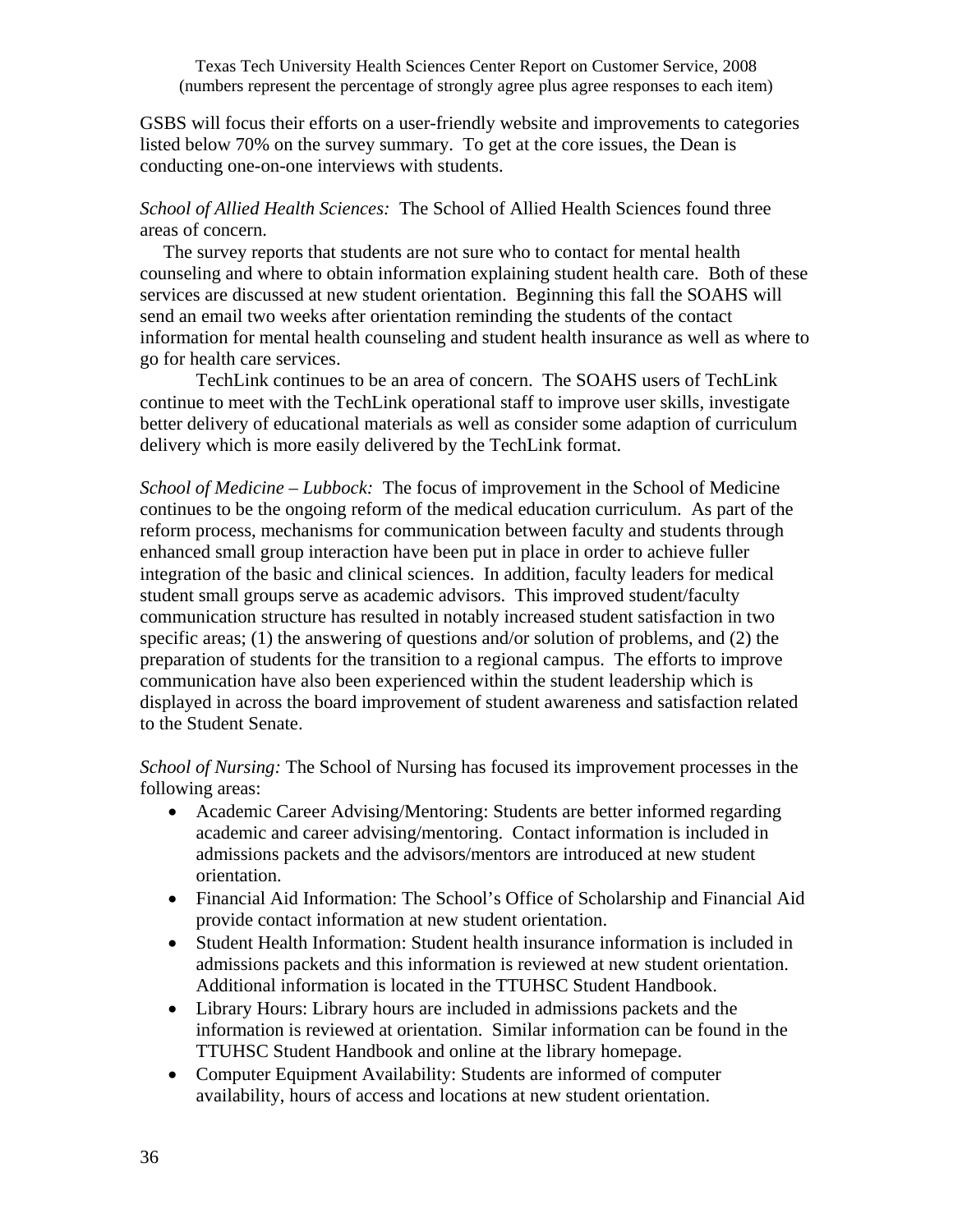GSBS will focus their efforts on a user-friendly website and improvements to categories listed below 70% on the survey summary. To get at the core issues, the Dean is conducting one-on-one interviews with students.

*School of Allied Health Sciences:* The School of Allied Health Sciences found three areas of concern.

The survey reports that students are not sure who to contact for mental health counseling and where to obtain information explaining student health care. Both of these services are discussed at new student orientation. Beginning this fall the SOAHS will send an email two weeks after orientation reminding the students of the contact information for mental health counseling and student health insurance as well as where to go for health care services.

TechLink continues to be an area of concern. The SOAHS users of TechLink continue to meet with the TechLink operational staff to improve user skills, investigate better delivery of educational materials as well as consider some adaption of curriculum delivery which is more easily delivered by the TechLink format.

*School of Medicine – Lubbock:* The focus of improvement in the School of Medicine continues to be the ongoing reform of the medical education curriculum. As part of the reform process, mechanisms for communication between faculty and students through enhanced small group interaction have been put in place in order to achieve fuller integration of the basic and clinical sciences. In addition, faculty leaders for medical student small groups serve as academic advisors. This improved student/faculty communication structure has resulted in notably increased student satisfaction in two specific areas; (1) the answering of questions and/or solution of problems, and (2) the preparation of students for the transition to a regional campus. The efforts to improve communication have also been experienced within the student leadership which is displayed in across the board improvement of student awareness and satisfaction related to the Student Senate.

*School of Nursing:* The School of Nursing has focused its improvement processes in the following areas:

- Academic Career Advising/Mentoring: Students are better informed regarding academic and career advising/mentoring. Contact information is included in admissions packets and the advisors/mentors are introduced at new student orientation.
- Financial Aid Information: The School's Office of Scholarship and Financial Aid provide contact information at new student orientation.
- Student Health Information: Student health insurance information is included in admissions packets and this information is reviewed at new student orientation. Additional information is located in the TTUHSC Student Handbook.
- Library Hours: Library hours are included in admissions packets and the information is reviewed at orientation. Similar information can be found in the TTUHSC Student Handbook and online at the library homepage.
- Computer Equipment Availability: Students are informed of computer availability, hours of access and locations at new student orientation.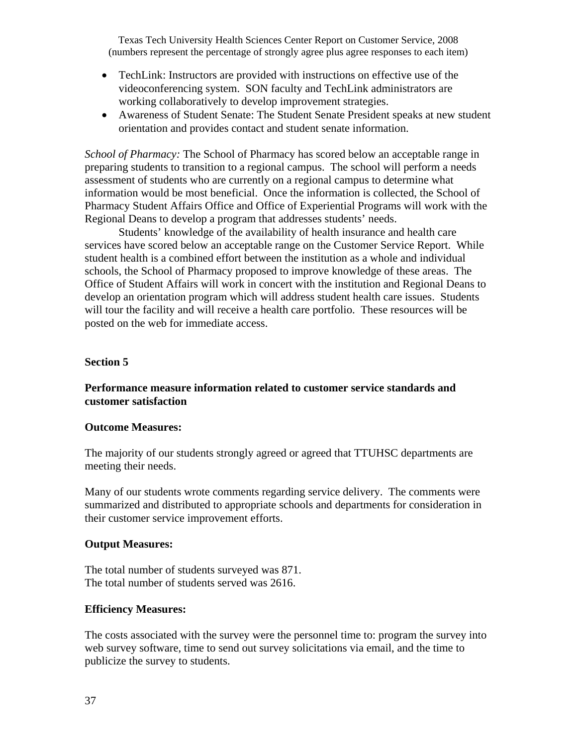- TechLink: Instructors are provided with instructions on effective use of the videoconferencing system. SON faculty and TechLink administrators are working collaboratively to develop improvement strategies.
- Awareness of Student Senate: The Student Senate President speaks at new student orientation and provides contact and student senate information.

*School of Pharmacy:* The School of Pharmacy has scored below an acceptable range in preparing students to transition to a regional campus. The school will perform a needs assessment of students who are currently on a regional campus to determine what information would be most beneficial. Once the information is collected, the School of Pharmacy Student Affairs Office and Office of Experiential Programs will work with the Regional Deans to develop a program that addresses students' needs.

Students' knowledge of the availability of health insurance and health care services have scored below an acceptable range on the Customer Service Report. While student health is a combined effort between the institution as a whole and individual schools, the School of Pharmacy proposed to improve knowledge of these areas. The Office of Student Affairs will work in concert with the institution and Regional Deans to develop an orientation program which will address student health care issues. Students will tour the facility and will receive a health care portfolio. These resources will be posted on the web for immediate access.

## Section 5

### Performance measure information related to customer service standards and customer satisfaction

**Outcome Measures:**

The majority of our students strongly agreed or agreed that TTUHSC departments are meeting their needs.

Many of our students wrote comments regarding service delivery. The comments were summarized and distributed to appropriate schools and departments for consideration in their customer service improvement efforts.

**Output Measures:**

The total number of students surveyed was 871.
The total number of students served was 2616.

**Efficiency Measures:**

The costs associated with the survey were the personnel time to: program the survey into web survey software, time to send out survey solicitations via email, and the time to publicize the survey to students.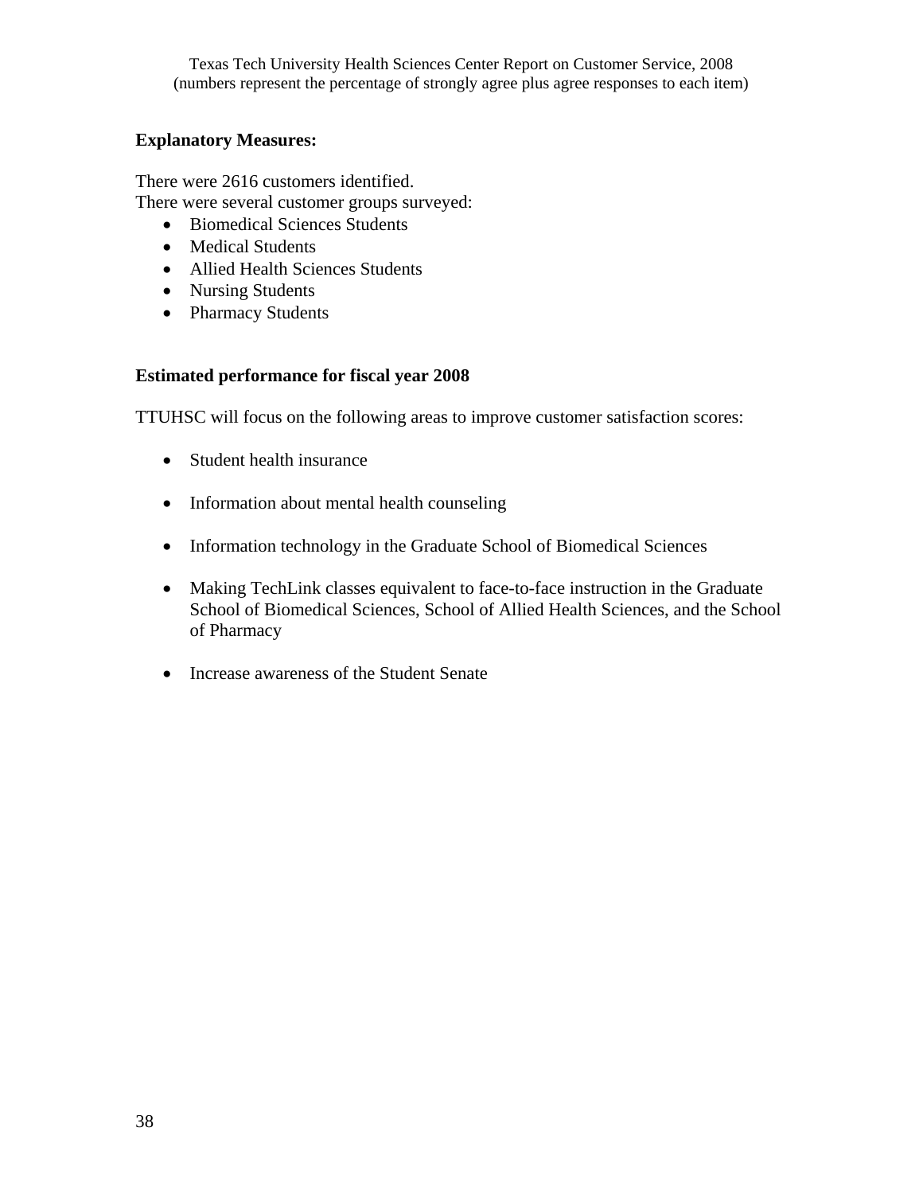**Explanatory Measures:**

There were 2616 customers identified.
There were several customer groups surveyed:

- Biomedical Sciences Students
- Medical Students
- Allied Health Sciences Students
- Nursing Students
- Pharmacy Students

**Estimated performance for fiscal year 2008**

TTUHSC will focus on the following areas to improve customer satisfaction scores:

- Student health insurance
- Information about mental health counseling
- Information technology in the Graduate School of Biomedical Sciences
- Making TechLink classes equivalent to face-to-face instruction in the Graduate School of Biomedical Sciences, School of Allied Health Sciences, and the School of Pharmacy
- Increase awareness of the Student Senate